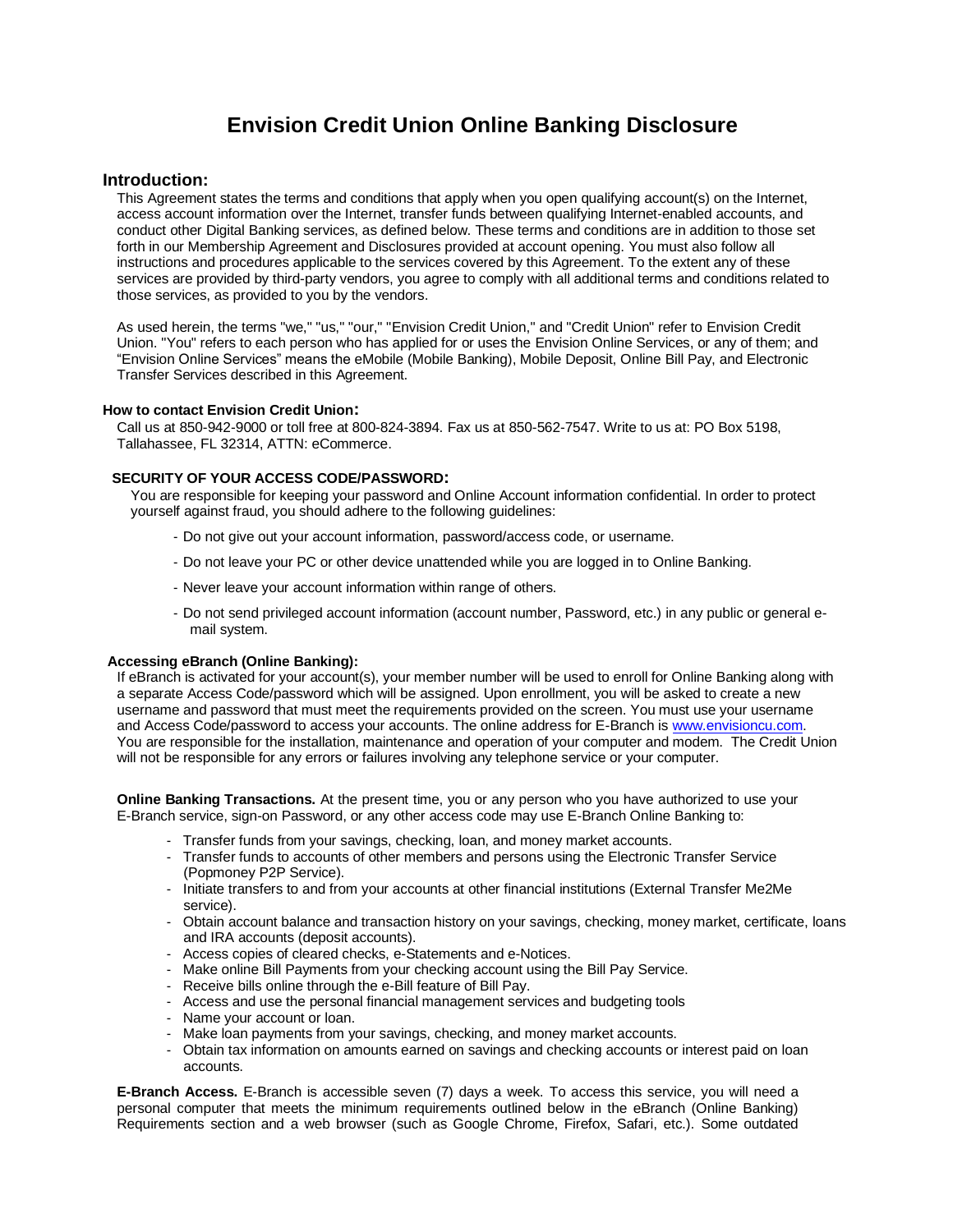# Envision Credit Union Online Banking Disclosure

## Introduction:

This Agreement states the terms and conditions that apply when you open qualifying account(s) on the Internet, access account information over the Internet, transfer funds between qualifying Internet-enabled accounts, and conduct other Digital Banking services, as defined below. These terms and conditions are in addition to those set forth in our Membership Agreement and Disclosures provided at account opening. You must also follow all instructions and procedures applicable to the services covered by this Agreement. To the extent any of these services are provided by third-party vendors, you agree to comply with all additional terms and conditions related to those services, as provided to you by the vendors.

As used herein, the terms "we," "us," "our," "Envision Credit Union," and "Credit Union" refer to Envision Credit Union. "You" refers to each person who has applied for or uses the Envision Online Services, or any of them; and "Envision Online Services" means the eMobile (Mobile Banking), Mobile Deposit, Online Bill Pay, and Electronic Transfer Services described in this Agreement.

### How to contact Envision Credit Union:

Call us at 850-942-9000 or toll free at 800-824-3894. Fax us at 850-562-7547. Write to us at: PO Box 5198, Tallahassee, FL 32314, ATTN: eCommerce.

### SECURITY OF YOUR ACCESS CODE/PASSWORD:

You are responsible for keeping your password and Online Account information confidential. In order to protect yourself against fraud, you should adhere to the following guidelines:

- Do not give out your account information, password/access code, or username.
- Do not leave your PC or other device unattended while you are logged in to Online Banking.
- Never leave your account information within range of others.
- Do not send privileged account information (account number, Password, etc.) in any public or general e-mail system.

### Accessing eBranch (Online Banking):

If eBranch is activated for your account(s), your member number will be used to enroll for Online Banking along with a separate Access Code/password which will be assigned. Upon enrollment, you will be asked to create a new username and password that must meet the requirements provided on the screen. You must use your username and Access Code/password to access your accounts. The online address for E-Branch is www.envisioncu.com. You are responsible for the installation, maintenance and operation of your computer and modem. The Credit Union will not be responsible for any errors or failures involving any telephone service or your computer.

**Online Banking Transactions.** At the present time, you or any person who you have authorized to use your E-Branch service, sign-on Password, or any other access code may use E-Branch Online Banking to:

- Transfer funds from your savings, checking, loan, and money market accounts.
- Transfer funds to accounts of other members and persons using the Electronic Transfer Service (Popmoney P2P Service).
- Initiate transfers to and from your accounts at other financial institutions (External Transfer Me2Me service).
- Obtain account balance and transaction history on your savings, checking, money market, certificate, loans and IRA accounts (deposit accounts).
- Access copies of cleared checks, e-Statements and e-Notices.
- Make online Bill Payments from your checking account using the Bill Pay Service.
- Receive bills online through the e-Bill feature of Bill Pay.
- Access and use the personal financial management services and budgeting tools
- Name your account or loan.
- Make loan payments from your savings, checking, and money market accounts.
- Obtain tax information on amounts earned on savings and checking accounts or interest paid on loan accounts.

**E-Branch Access.** E-Branch is accessible seven (7) days a week. To access this service, you will need a personal computer that meets the minimum requirements outlined below in the eBranch (Online Banking) Requirements section and a web browser (such as Google Chrome, Firefox, Safari, etc.). Some outdated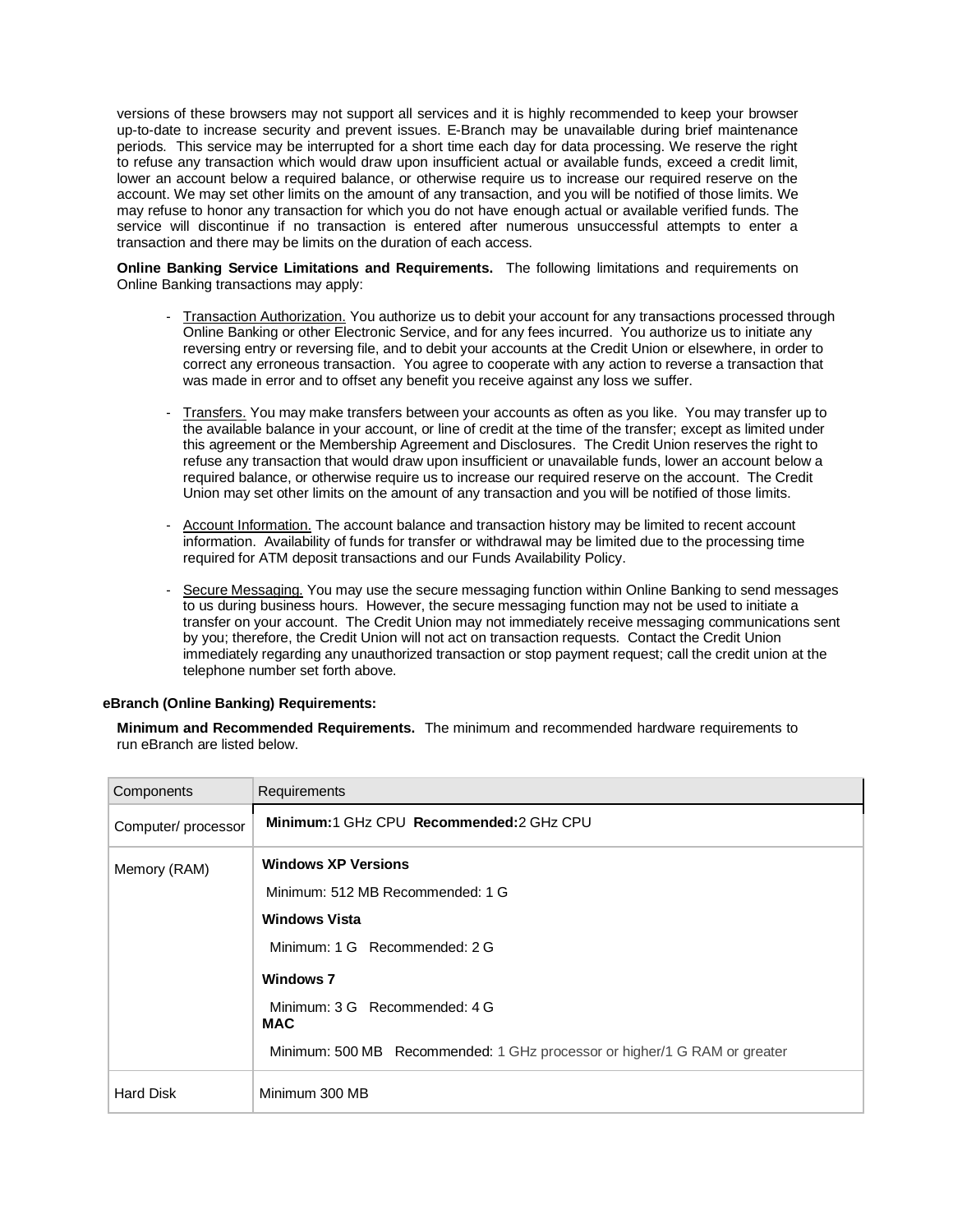versions of these browsers may not support all services and it is highly recommended to keep your browser up-to-date to increase security and prevent issues. E-Branch may be unavailable during brief maintenance periods. This service may be interrupted for a short time each day for data processing. We reserve the right to refuse any transaction which would draw upon insufficient actual or available funds, exceed a credit limit, lower an account below a required balance, or otherwise require us to increase our required reserve on the account. We may set other limits on the amount of any transaction, and you will be notified of those limits. We may refuse to honor any transaction for which you do not have enough actual or available verified funds. The service will discontinue if no transaction is entered after numerous unsuccessful attempts to enter a transaction and there may be limits on the duration of each access.

**Online Banking Service Limitations and Requirements.** The following limitations and requirements on Online Banking transactions may apply:

- Transaction Authorization. You authorize us to debit your account for any transactions processed through Online Banking or other Electronic Service, and for any fees incurred. You authorize us to initiate any reversing entry or reversing file, and to debit your accounts at the Credit Union or elsewhere, in order to correct any erroneous transaction. You agree to cooperate with any action to reverse a transaction that was made in error and to offset any benefit you receive against any loss we suffer.

- Transfers. You may make transfers between your accounts as often as you like. You may transfer up to the available balance in your account, or line of credit at the time of the transfer; except as limited under this agreement or the Membership Agreement and Disclosures. The Credit Union reserves the right to refuse any transaction that would draw upon insufficient or unavailable funds, lower an account below a required balance, or otherwise require us to increase our required reserve on the account. The Credit Union may set other limits on the amount of any transaction and you will be notified of those limits.

- Account Information. The account balance and transaction history may be limited to recent account information. Availability of funds for transfer or withdrawal may be limited due to the processing time required for ATM deposit transactions and our Funds Availability Policy.

- Secure Messaging. You may use the secure messaging function within Online Banking to send messages to us during business hours. However, the secure messaging function may not be used to initiate a transfer on your account. The Credit Union may not immediately receive messaging communications sent by you; therefore, the Credit Union will not act on transaction requests. Contact the Credit Union immediately regarding any unauthorized transaction or stop payment request; call the credit union at the telephone number set forth above.

**eBranch (Online Banking) Requirements:**

**Minimum and Recommended Requirements.** The minimum and recommended hardware requirements to run eBranch are listed below.

| Components | Requirements |
|---|---|
| Computer/ processor | **Minimum:** 1 GHz CPU **Recommended:** 2 GHz CPU |
| Memory (RAM) | **Windows XP Versions**<br>Minimum: 512 MB Recommended: 1 G<br>**Windows Vista**<br>Minimum: 1 G Recommended: 2 G<br>**Windows 7**<br>Minimum: 3 G Recommended: 4 G<br>**MAC**<br>Minimum: 500 MB Recommended: 1 GHz processor or higher/1 G RAM or greater |
| Hard Disk | Minimum 300 MB |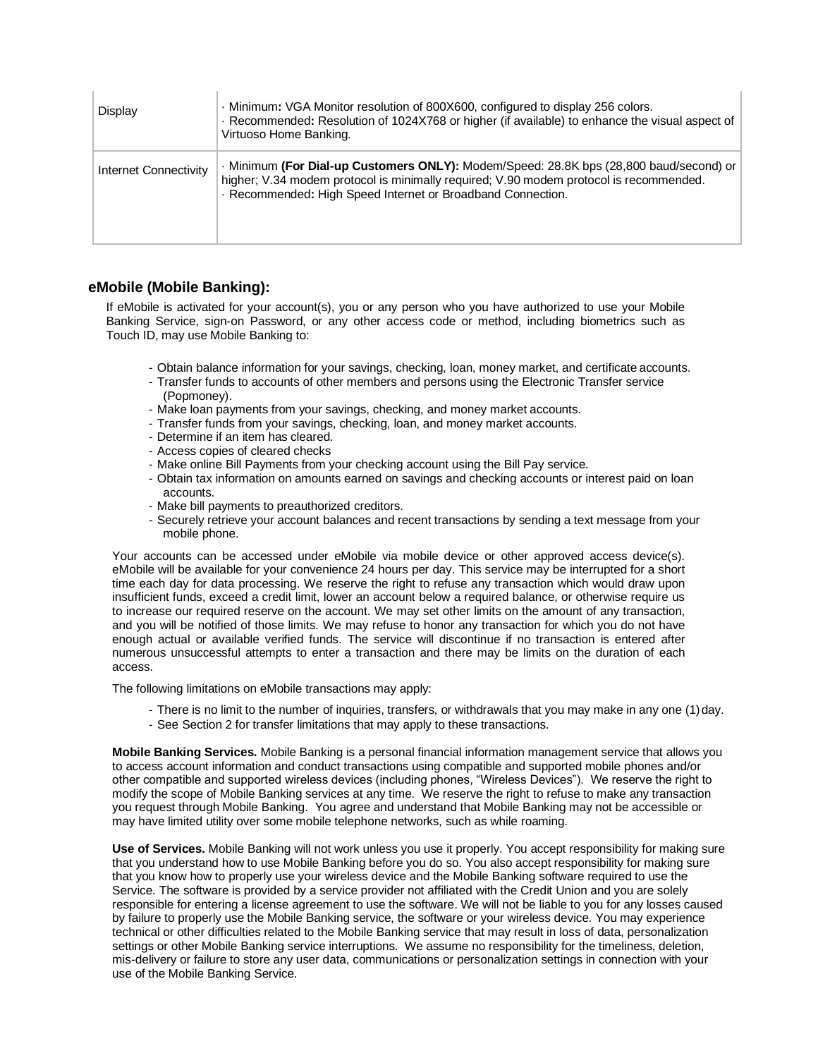| Display | · Minimum**:** VGA Monitor resolution of 800X600, configured to display 256 colors.<br>· Recommended**:** Resolution of 1024X768 or higher (if available) to enhance the visual aspect of Virtuoso Home Banking. |
|---|---|
| Internet Connectivity | · Minimum **(For Dial-up Customers ONLY):** Modem/Speed: 28.8K bps (28,800 baud/second) or higher; V.34 modem protocol is minimally required; V.90 modem protocol is recommended.<br>· Recommended**:** High Speed Internet or Broadband Connection. |

## eMobile (Mobile Banking):

If eMobile is activated for your account(s), you or any person who you have authorized to use your Mobile Banking Service, sign-on Password, or any other access code or method, including biometrics such as Touch ID, may use Mobile Banking to:

- Obtain balance information for your savings, checking, loan, money market, and certificate accounts.
- Transfer funds to accounts of other members and persons using the Electronic Transfer service (Popmoney).
- Make loan payments from your savings, checking, and money market accounts.
- Transfer funds from your savings, checking, loan, and money market accounts.
- Determine if an item has cleared.
- Access copies of cleared checks
- Make online Bill Payments from your checking account using the Bill Pay service.
- Obtain tax information on amounts earned on savings and checking accounts or interest paid on loan accounts.
- Make bill payments to preauthorized creditors.
- Securely retrieve your account balances and recent transactions by sending a text message from your mobile phone.

Your accounts can be accessed under eMobile via mobile device or other approved access device(s). eMobile will be available for your convenience 24 hours per day. This service may be interrupted for a short time each day for data processing. We reserve the right to refuse any transaction which would draw upon insufficient funds, exceed a credit limit, lower an account below a required balance, or otherwise require us to increase our required reserve on the account. We may set other limits on the amount of any transaction, and you will be notified of those limits. We may refuse to honor any transaction for which you do not have enough actual or available verified funds. The service will discontinue if no transaction is entered after numerous unsuccessful attempts to enter a transaction and there may be limits on the duration of each access.

The following limitations on eMobile transactions may apply:

- There is no limit to the number of inquiries, transfers, or withdrawals that you may make in any one (1) day.
- See Section 2 for transfer limitations that may apply to these transactions.

**Mobile Banking Services.** Mobile Banking is a personal financial information management service that allows you to access account information and conduct transactions using compatible and supported mobile phones and/or other compatible and supported wireless devices (including phones, "Wireless Devices"). We reserve the right to modify the scope of Mobile Banking services at any time. We reserve the right to refuse to make any transaction you request through Mobile Banking. You agree and understand that Mobile Banking may not be accessible or may have limited utility over some mobile telephone networks, such as while roaming.

**Use of Services.** Mobile Banking will not work unless you use it properly. You accept responsibility for making sure that you understand how to use Mobile Banking before you do so. You also accept responsibility for making sure that you know how to properly use your wireless device and the Mobile Banking software required to use the Service. The software is provided by a service provider not affiliated with the Credit Union and you are solely responsible for entering a license agreement to use the software. We will not be liable to you for any losses caused by failure to properly use the Mobile Banking service, the software or your wireless device. You may experience technical or other difficulties related to the Mobile Banking service that may result in loss of data, personalization settings or other Mobile Banking service interruptions. We assume no responsibility for the timeliness, deletion, mis-delivery or failure to store any user data, communications or personalization settings in connection with your use of the Mobile Banking Service.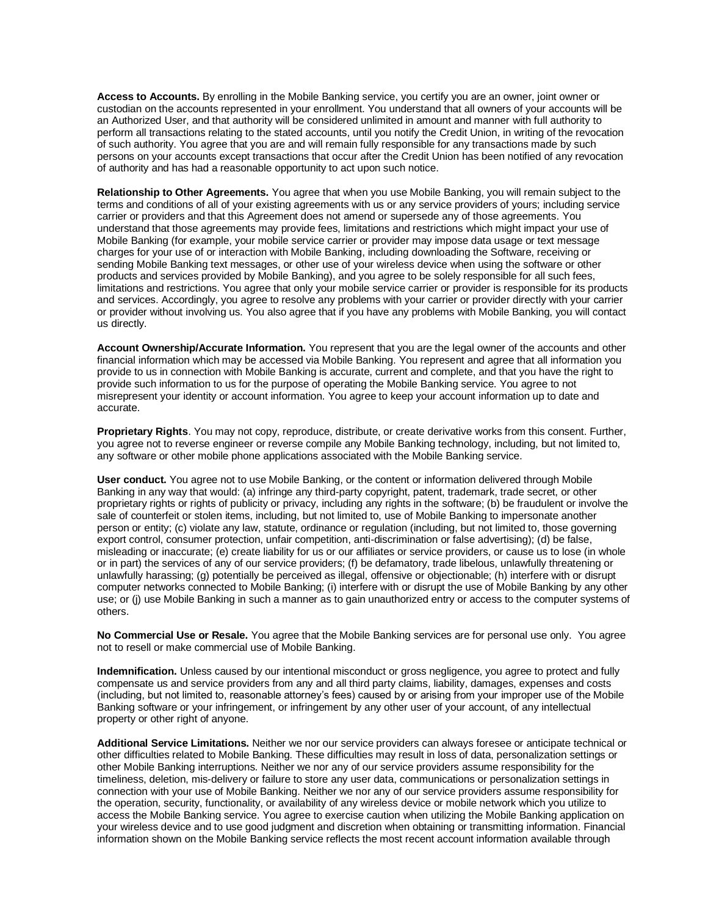**Access to Accounts.** By enrolling in the Mobile Banking service, you certify you are an owner, joint owner or custodian on the accounts represented in your enrollment. You understand that all owners of your accounts will be an Authorized User, and that authority will be considered unlimited in amount and manner with full authority to perform all transactions relating to the stated accounts, until you notify the Credit Union, in writing of the revocation of such authority. You agree that you are and will remain fully responsible for any transactions made by such persons on your accounts except transactions that occur after the Credit Union has been notified of any revocation of authority and has had a reasonable opportunity to act upon such notice.

**Relationship to Other Agreements.** You agree that when you use Mobile Banking, you will remain subject to the terms and conditions of all of your existing agreements with us or any service providers of yours; including service carrier or providers and that this Agreement does not amend or supersede any of those agreements. You understand that those agreements may provide fees, limitations and restrictions which might impact your use of Mobile Banking (for example, your mobile service carrier or provider may impose data usage or text message charges for your use of or interaction with Mobile Banking, including downloading the Software, receiving or sending Mobile Banking text messages, or other use of your wireless device when using the software or other products and services provided by Mobile Banking), and you agree to be solely responsible for all such fees, limitations and restrictions. You agree that only your mobile service carrier or provider is responsible for its products and services. Accordingly, you agree to resolve any problems with your carrier or provider directly with your carrier or provider without involving us. You also agree that if you have any problems with Mobile Banking, you will contact us directly.

**Account Ownership/Accurate Information.** You represent that you are the legal owner of the accounts and other financial information which may be accessed via Mobile Banking. You represent and agree that all information you provide to us in connection with Mobile Banking is accurate, current and complete, and that you have the right to provide such information to us for the purpose of operating the Mobile Banking service. You agree to not misrepresent your identity or account information. You agree to keep your account information up to date and accurate.

**Proprietary Rights**. You may not copy, reproduce, distribute, or create derivative works from this consent. Further, you agree not to reverse engineer or reverse compile any Mobile Banking technology, including, but not limited to, any software or other mobile phone applications associated with the Mobile Banking service.

**User conduct.** You agree not to use Mobile Banking, or the content or information delivered through Mobile Banking in any way that would: (a) infringe any third-party copyright, patent, trademark, trade secret, or other proprietary rights or rights of publicity or privacy, including any rights in the software; (b) be fraudulent or involve the sale of counterfeit or stolen items, including, but not limited to, use of Mobile Banking to impersonate another person or entity; (c) violate any law, statute, ordinance or regulation (including, but not limited to, those governing export control, consumer protection, unfair competition, anti-discrimination or false advertising); (d) be false, misleading or inaccurate; (e) create liability for us or our affiliates or service providers, or cause us to lose (in whole or in part) the services of any of our service providers; (f) be defamatory, trade libelous, unlawfully threatening or unlawfully harassing; (g) potentially be perceived as illegal, offensive or objectionable; (h) interfere with or disrupt computer networks connected to Mobile Banking; (i) interfere with or disrupt the use of Mobile Banking by any other use; or (j) use Mobile Banking in such a manner as to gain unauthorized entry or access to the computer systems of others.

**No Commercial Use or Resale.** You agree that the Mobile Banking services are for personal use only. You agree not to resell or make commercial use of Mobile Banking.

**Indemnification.** Unless caused by our intentional misconduct or gross negligence, you agree to protect and fully compensate us and service providers from any and all third party claims, liability, damages, expenses and costs (including, but not limited to, reasonable attorney's fees) caused by or arising from your improper use of the Mobile Banking software or your infringement, or infringement by any other user of your account, of any intellectual property or other right of anyone.

**Additional Service Limitations.** Neither we nor our service providers can always foresee or anticipate technical or other difficulties related to Mobile Banking. These difficulties may result in loss of data, personalization settings or other Mobile Banking interruptions. Neither we nor any of our service providers assume responsibility for the timeliness, deletion, mis-delivery or failure to store any user data, communications or personalization settings in connection with your use of Mobile Banking. Neither we nor any of our service providers assume responsibility for the operation, security, functionality, or availability of any wireless device or mobile network which you utilize to access the Mobile Banking service. You agree to exercise caution when utilizing the Mobile Banking application on your wireless device and to use good judgment and discretion when obtaining or transmitting information. Financial information shown on the Mobile Banking service reflects the most recent account information available through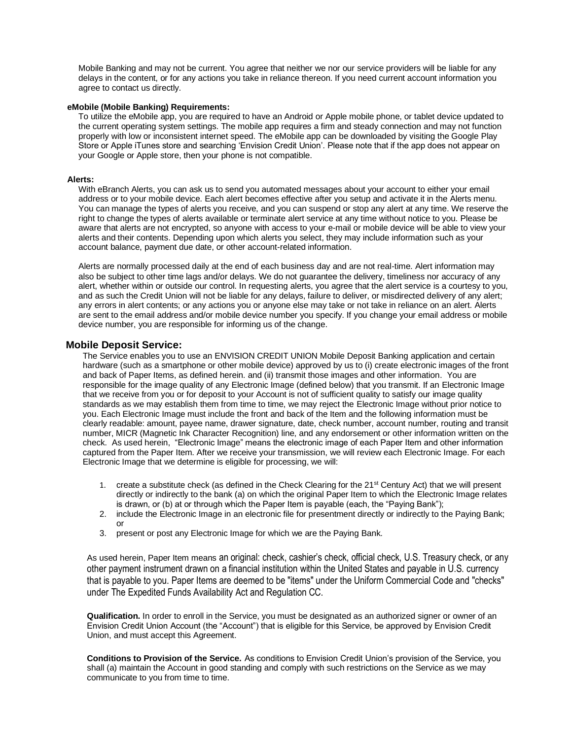Mobile Banking and may not be current. You agree that neither we nor our service providers will be liable for any delays in the content, or for any actions you take in reliance thereon. If you need current account information you agree to contact us directly.

**eMobile (Mobile Banking) Requirements:**

To utilize the eMobile app, you are required to have an Android or Apple mobile phone, or tablet device updated to the current operating system settings. The mobile app requires a firm and steady connection and may not function properly with low or inconsistent internet speed. The eMobile app can be downloaded by visiting the Google Play Store or Apple iTunes store and searching 'Envision Credit Union'. Please note that if the app does not appear on your Google or Apple store, then your phone is not compatible.

**Alerts:**

With eBranch Alerts, you can ask us to send you automated messages about your account to either your email address or to your mobile device. Each alert becomes effective after you setup and activate it in the Alerts menu. You can manage the types of alerts you receive, and you can suspend or stop any alert at any time. We reserve the right to change the types of alerts available or terminate alert service at any time without notice to you. Please be aware that alerts are not encrypted, so anyone with access to your e-mail or mobile device will be able to view your alerts and their contents. Depending upon which alerts you select, they may include information such as your account balance, payment due date, or other account-related information.

Alerts are normally processed daily at the end of each business day and are not real-time. Alert information may also be subject to other time lags and/or delays. We do not guarantee the delivery, timeliness nor accuracy of any alert, whether within or outside our control. In requesting alerts, you agree that the alert service is a courtesy to you, and as such the Credit Union will not be liable for any delays, failure to deliver, or misdirected delivery of any alert; any errors in alert contents; or any actions you or anyone else may take or not take in reliance on an alert. Alerts are sent to the email address and/or mobile device number you specify. If you change your email address or mobile device number, you are responsible for informing us of the change.

## Mobile Deposit Service:

The Service enables you to use an ENVISION CREDIT UNION Mobile Deposit Banking application and certain hardware (such as a smartphone or other mobile device) approved by us to (i) create electronic images of the front and back of Paper Items, as defined herein. and (ii) transmit those images and other information. You are responsible for the image quality of any Electronic Image (defined below) that you transmit. If an Electronic Image that we receive from you or for deposit to your Account is not of sufficient quality to satisfy our image quality standards as we may establish them from time to time, we may reject the Electronic Image without prior notice to you. Each Electronic Image must include the front and back of the Item and the following information must be clearly readable: amount, payee name, drawer signature, date, check number, account number, routing and transit number, MICR (Magnetic Ink Character Recognition) line, and any endorsement or other information written on the check. As used herein, "Electronic Image" means the electronic image of each Paper Item and other information captured from the Paper Item. After we receive your transmission, we will review each Electronic Image. For each Electronic Image that we determine is eligible for processing, we will:

1. create a substitute check (as defined in the Check Clearing for the 21st Century Act) that we will present directly or indirectly to the bank (a) on which the original Paper Item to which the Electronic Image relates is drawn, or (b) at or through which the Paper Item is payable (each, the "Paying Bank");
2. include the Electronic Image in an electronic file for presentment directly or indirectly to the Paying Bank; or
3. present or post any Electronic Image for which we are the Paying Bank.

As used herein, Paper Item means an original: check, cashier's check, official check, U.S. Treasury check, or any other payment instrument drawn on a financial institution within the United States and payable in U.S. currency that is payable to you. Paper Items are deemed to be "items" under the Uniform Commercial Code and "checks" under The Expedited Funds Availability Act and Regulation CC.

**Qualification.** In order to enroll in the Service, you must be designated as an authorized signer or owner of an Envision Credit Union Account (the "Account") that is eligible for this Service, be approved by Envision Credit Union, and must accept this Agreement.

**Conditions to Provision of the Service.** As conditions to Envision Credit Union's provision of the Service, you shall (a) maintain the Account in good standing and comply with such restrictions on the Service as we may communicate to you from time to time.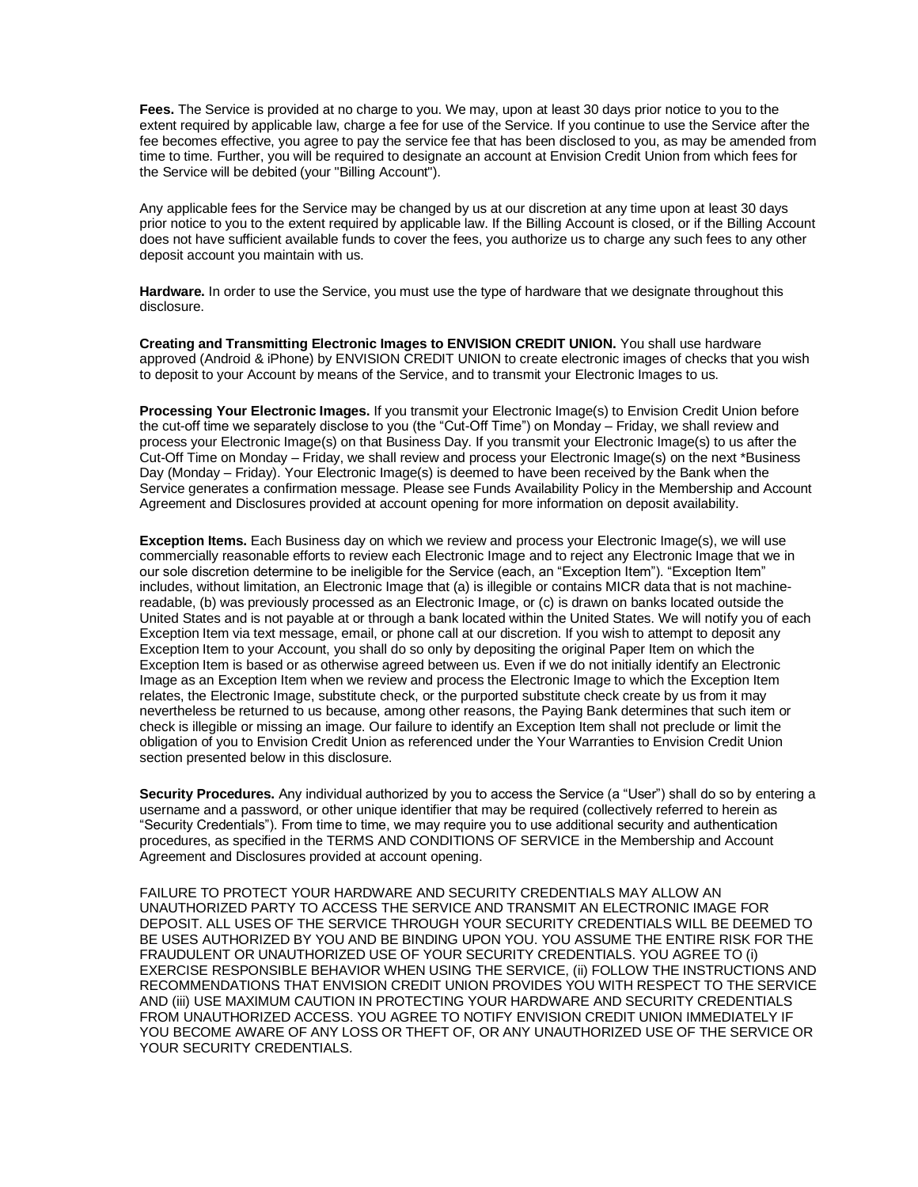**Fees.** The Service is provided at no charge to you. We may, upon at least 30 days prior notice to you to the extent required by applicable law, charge a fee for use of the Service. If you continue to use the Service after the fee becomes effective, you agree to pay the service fee that has been disclosed to you, as may be amended from time to time. Further, you will be required to designate an account at Envision Credit Union from which fees for the Service will be debited (your "Billing Account").

Any applicable fees for the Service may be changed by us at our discretion at any time upon at least 30 days prior notice to you to the extent required by applicable law. If the Billing Account is closed, or if the Billing Account does not have sufficient available funds to cover the fees, you authorize us to charge any such fees to any other deposit account you maintain with us.

**Hardware.** In order to use the Service, you must use the type of hardware that we designate throughout this disclosure.

**Creating and Transmitting Electronic Images to ENVISION CREDIT UNION.** You shall use hardware approved (Android & iPhone) by ENVISION CREDIT UNION to create electronic images of checks that you wish to deposit to your Account by means of the Service, and to transmit your Electronic Images to us.

**Processing Your Electronic Images.** If you transmit your Electronic Image(s) to Envision Credit Union before the cut-off time we separately disclose to you (the "Cut-Off Time") on Monday – Friday, we shall review and process your Electronic Image(s) on that Business Day. If you transmit your Electronic Image(s) to us after the Cut-Off Time on Monday – Friday, we shall review and process your Electronic Image(s) on the next *Business Day (Monday – Friday). Your Electronic Image(s) is deemed to have been received by the Bank when the Service generates a confirmation message. Please see Funds Availability Policy in the Membership and Account Agreement and Disclosures provided at account opening for more information on deposit availability.

**Exception Items.** Each Business day on which we review and process your Electronic Image(s), we will use commercially reasonable efforts to review each Electronic Image and to reject any Electronic Image that we in our sole discretion determine to be ineligible for the Service (each, an "Exception Item"). "Exception Item" includes, without limitation, an Electronic Image that (a) is illegible or contains MICR data that is not machine-readable, (b) was previously processed as an Electronic Image, or (c) is drawn on banks located outside the United States and is not payable at or through a bank located within the United States. We will notify you of each Exception Item via text message, email, or phone call at our discretion. If you wish to attempt to deposit any Exception Item to your Account, you shall do so only by depositing the original Paper Item on which the Exception Item is based or as otherwise agreed between us. Even if we do not initially identify an Electronic Image as an Exception Item when we review and process the Electronic Image to which the Exception Item relates, the Electronic Image, substitute check, or the purported substitute check create by us from it may nevertheless be returned to us because, among other reasons, the Paying Bank determines that such item or check is illegible or missing an image. Our failure to identify an Exception Item shall not preclude or limit the obligation of you to Envision Credit Union as referenced under the Your Warranties to Envision Credit Union section presented below in this disclosure.

**Security Procedures.** Any individual authorized by you to access the Service (a "User") shall do so by entering a username and a password, or other unique identifier that may be required (collectively referred to herein as "Security Credentials"). From time to time, we may require you to use additional security and authentication procedures, as specified in the TERMS AND CONDITIONS OF SERVICE in the Membership and Account Agreement and Disclosures provided at account opening.

FAILURE TO PROTECT YOUR HARDWARE AND SECURITY CREDENTIALS MAY ALLOW AN UNAUTHORIZED PARTY TO ACCESS THE SERVICE AND TRANSMIT AN ELECTRONIC IMAGE FOR DEPOSIT. ALL USES OF THE SERVICE THROUGH YOUR SECURITY CREDENTIALS WILL BE DEEMED TO BE USES AUTHORIZED BY YOU AND BE BINDING UPON YOU. YOU ASSUME THE ENTIRE RISK FOR THE FRAUDULENT OR UNAUTHORIZED USE OF YOUR SECURITY CREDENTIALS. YOU AGREE TO (i) EXERCISE RESPONSIBLE BEHAVIOR WHEN USING THE SERVICE, (ii) FOLLOW THE INSTRUCTIONS AND RECOMMENDATIONS THAT ENVISION CREDIT UNION PROVIDES YOU WITH RESPECT TO THE SERVICE AND (iii) USE MAXIMUM CAUTION IN PROTECTING YOUR HARDWARE AND SECURITY CREDENTIALS FROM UNAUTHORIZED ACCESS. YOU AGREE TO NOTIFY ENVISION CREDIT UNION IMMEDIATELY IF YOU BECOME AWARE OF ANY LOSS OR THEFT OF, OR ANY UNAUTHORIZED USE OF THE SERVICE OR YOUR SECURITY CREDENTIALS.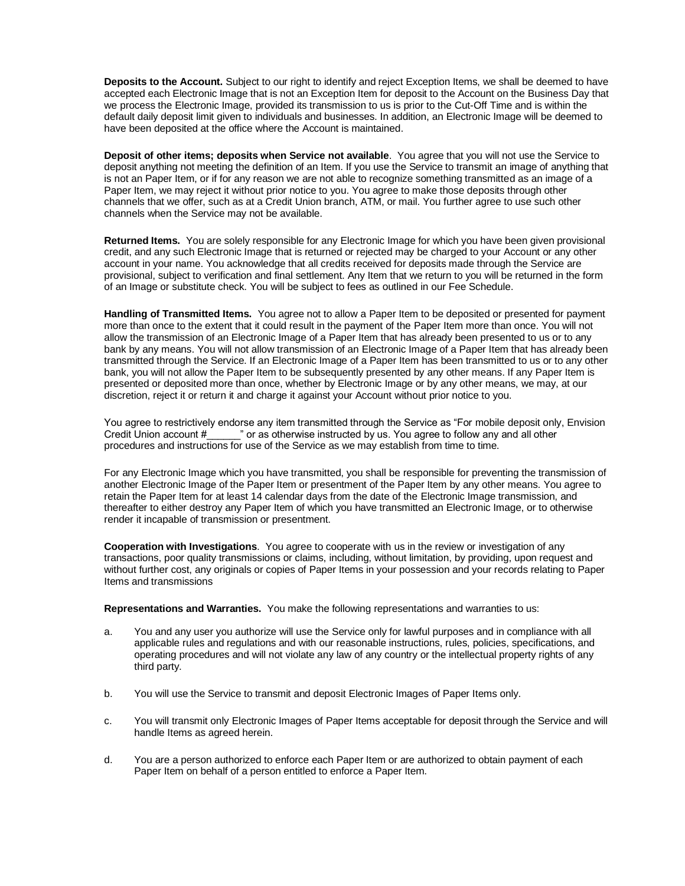**Deposits to the Account.** Subject to our right to identify and reject Exception Items, we shall be deemed to have accepted each Electronic Image that is not an Exception Item for deposit to the Account on the Business Day that we process the Electronic Image, provided its transmission to us is prior to the Cut-Off Time and is within the default daily deposit limit given to individuals and businesses. In addition, an Electronic Image will be deemed to have been deposited at the office where the Account is maintained.

**Deposit of other items; deposits when Service not available**. You agree that you will not use the Service to deposit anything not meeting the definition of an Item. If you use the Service to transmit an image of anything that is not an Paper Item, or if for any reason we are not able to recognize something transmitted as an image of a Paper Item, we may reject it without prior notice to you. You agree to make those deposits through other channels that we offer, such as at a Credit Union branch, ATM, or mail. You further agree to use such other channels when the Service may not be available.

**Returned Items.** You are solely responsible for any Electronic Image for which you have been given provisional credit, and any such Electronic Image that is returned or rejected may be charged to your Account or any other account in your name. You acknowledge that all credits received for deposits made through the Service are provisional, subject to verification and final settlement. Any Item that we return to you will be returned in the form of an Image or substitute check. You will be subject to fees as outlined in our Fee Schedule.

**Handling of Transmitted Items.** You agree not to allow a Paper Item to be deposited or presented for payment more than once to the extent that it could result in the payment of the Paper Item more than once. You will not allow the transmission of an Electronic Image of a Paper Item that has already been presented to us or to any bank by any means. You will not allow transmission of an Electronic Image of a Paper Item that has already been transmitted through the Service. If an Electronic Image of a Paper Item has been transmitted to us or to any other bank, you will not allow the Paper Item to be subsequently presented by any other means. If any Paper Item is presented or deposited more than once, whether by Electronic Image or by any other means, we may, at our discretion, reject it or return it and charge it against your Account without prior notice to you.

You agree to restrictively endorse any item transmitted through the Service as "For mobile deposit only, Envision Credit Union account #______" or as otherwise instructed by us. You agree to follow any and all other procedures and instructions for use of the Service as we may establish from time to time.

For any Electronic Image which you have transmitted, you shall be responsible for preventing the transmission of another Electronic Image of the Paper Item or presentment of the Paper Item by any other means. You agree to retain the Paper Item for at least 14 calendar days from the date of the Electronic Image transmission, and thereafter to either destroy any Paper Item of which you have transmitted an Electronic Image, or to otherwise render it incapable of transmission or presentment.

**Cooperation with Investigations**. You agree to cooperate with us in the review or investigation of any transactions, poor quality transmissions or claims, including, without limitation, by providing, upon request and without further cost, any originals or copies of Paper Items in your possession and your records relating to Paper Items and transmissions

**Representations and Warranties.** You make the following representations and warranties to us:

a. You and any user you authorize will use the Service only for lawful purposes and in compliance with all applicable rules and regulations and with our reasonable instructions, rules, policies, specifications, and operating procedures and will not violate any law of any country or the intellectual property rights of any third party.

b. You will use the Service to transmit and deposit Electronic Images of Paper Items only.

c. You will transmit only Electronic Images of Paper Items acceptable for deposit through the Service and will handle Items as agreed herein.

d. You are a person authorized to enforce each Paper Item or are authorized to obtain payment of each Paper Item on behalf of a person entitled to enforce a Paper Item.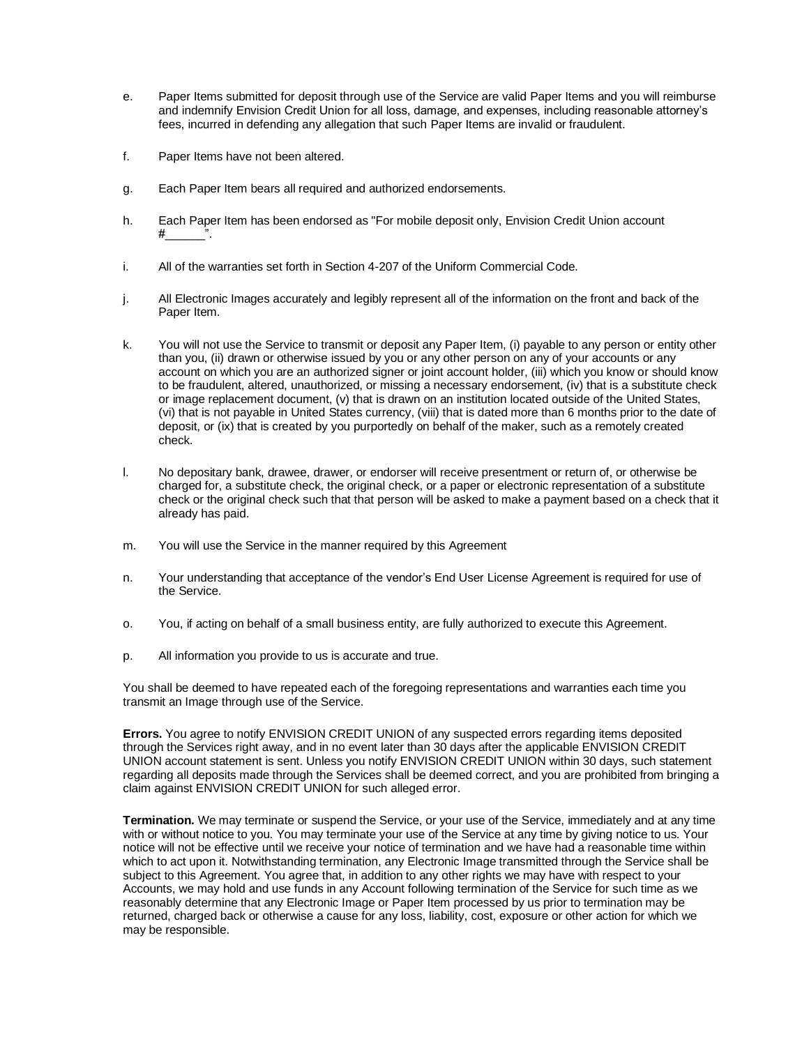e. Paper Items submitted for deposit through use of the Service are valid Paper Items and you will reimburse and indemnify Envision Credit Union for all loss, damage, and expenses, including reasonable attorney's fees, incurred in defending any allegation that such Paper Items are invalid or fraudulent.

f. Paper Items have not been altered.

g. Each Paper Item bears all required and authorized endorsements.

h. Each Paper Item has been endorsed as "For mobile deposit only, Envision Credit Union account #______".

i. All of the warranties set forth in Section 4-207 of the Uniform Commercial Code.

j. All Electronic Images accurately and legibly represent all of the information on the front and back of the Paper Item.

k. You will not use the Service to transmit or deposit any Paper Item, (i) payable to any person or entity other than you, (ii) drawn or otherwise issued by you or any other person on any of your accounts or any account on which you are an authorized signer or joint account holder, (iii) which you know or should know to be fraudulent, altered, unauthorized, or missing a necessary endorsement, (iv) that is a substitute check or image replacement document, (v) that is drawn on an institution located outside of the United States, (vi) that is not payable in United States currency, (viii) that is dated more than 6 months prior to the date of deposit, or (ix) that is created by you purportedly on behalf of the maker, such as a remotely created check.

l. No depositary bank, drawee, drawer, or endorser will receive presentment or return of, or otherwise be charged for, a substitute check, the original check, or a paper or electronic representation of a substitute check or the original check such that that person will be asked to make a payment based on a check that it already has paid.

m. You will use the Service in the manner required by this Agreement

n. Your understanding that acceptance of the vendor's End User License Agreement is required for use of the Service.

o. You, if acting on behalf of a small business entity, are fully authorized to execute this Agreement.

p. All information you provide to us is accurate and true.

You shall be deemed to have repeated each of the foregoing representations and warranties each time you transmit an Image through use of the Service.

**Errors.** You agree to notify ENVISION CREDIT UNION of any suspected errors regarding items deposited through the Services right away, and in no event later than 30 days after the applicable ENVISION CREDIT UNION account statement is sent. Unless you notify ENVISION CREDIT UNION within 30 days, such statement regarding all deposits made through the Services shall be deemed correct, and you are prohibited from bringing a claim against ENVISION CREDIT UNION for such alleged error.

**Termination.** We may terminate or suspend the Service, or your use of the Service, immediately and at any time with or without notice to you. You may terminate your use of the Service at any time by giving notice to us. Your notice will not be effective until we receive your notice of termination and we have had a reasonable time within which to act upon it. Notwithstanding termination, any Electronic Image transmitted through the Service shall be subject to this Agreement. You agree that, in addition to any other rights we may have with respect to your Accounts, we may hold and use funds in any Account following termination of the Service for such time as we reasonably determine that any Electronic Image or Paper Item processed by us prior to termination may be returned, charged back or otherwise a cause for any loss, liability, cost, exposure or other action for which we may be responsible.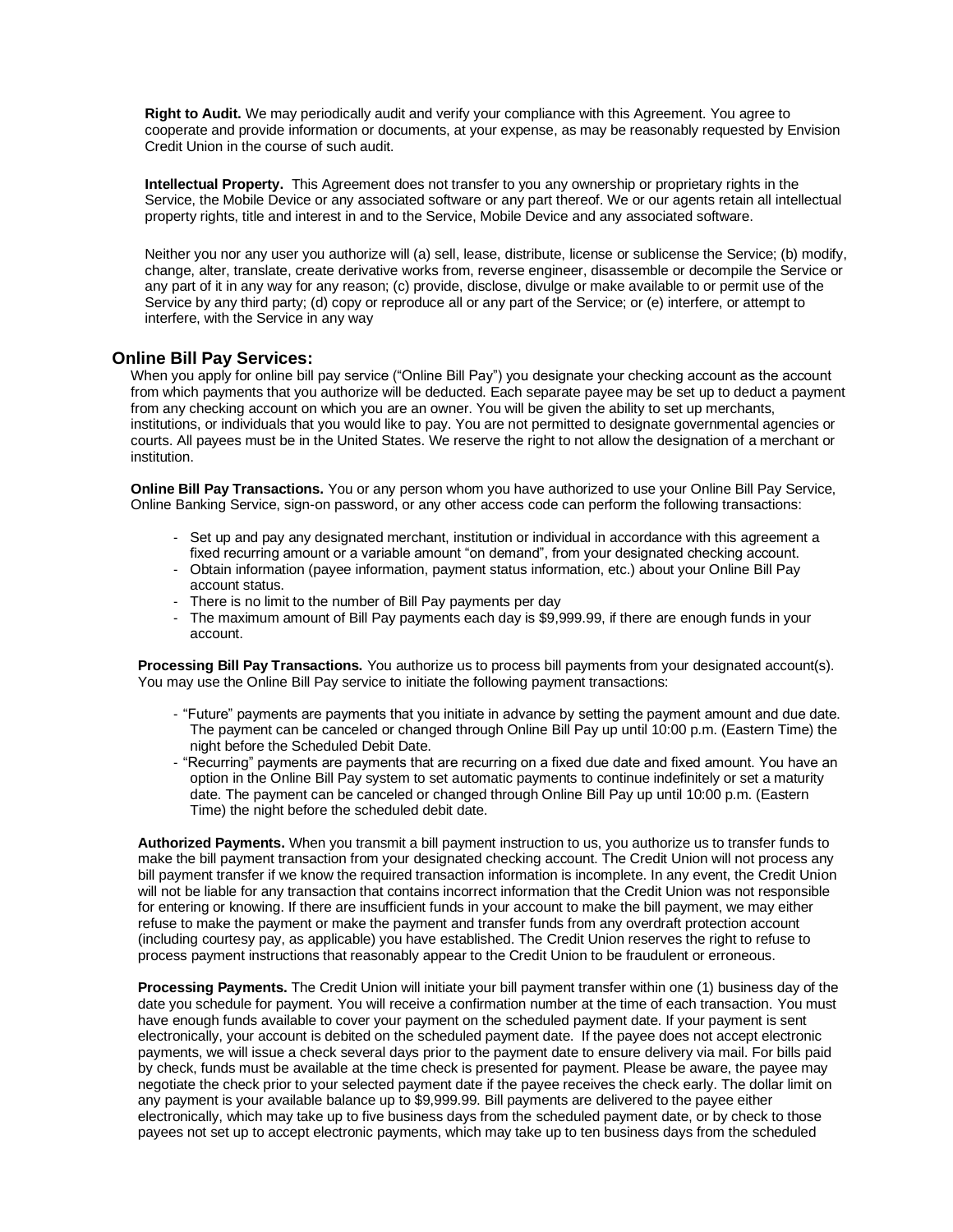**Right to Audit.** We may periodically audit and verify your compliance with this Agreement. You agree to cooperate and provide information or documents, at your expense, as may be reasonably requested by Envision Credit Union in the course of such audit.

**Intellectual Property.** This Agreement does not transfer to you any ownership or proprietary rights in the Service, the Mobile Device or any associated software or any part thereof. We or our agents retain all intellectual property rights, title and interest in and to the Service, Mobile Device and any associated software.

Neither you nor any user you authorize will (a) sell, lease, distribute, license or sublicense the Service; (b) modify, change, alter, translate, create derivative works from, reverse engineer, disassemble or decompile the Service or any part of it in any way for any reason; (c) provide, disclose, divulge or make available to or permit use of the Service by any third party; (d) copy or reproduce all or any part of the Service; or (e) interfere, or attempt to interfere, with the Service in any way

## Online Bill Pay Services:

When you apply for online bill pay service (“Online Bill Pay”) you designate your checking account as the account from which payments that you authorize will be deducted. Each separate payee may be set up to deduct a payment from any checking account on which you are an owner. You will be given the ability to set up merchants, institutions, or individuals that you would like to pay. You are not permitted to designate governmental agencies or courts. All payees must be in the United States. We reserve the right to not allow the designation of a merchant or institution.

**Online Bill Pay Transactions.** You or any person whom you have authorized to use your Online Bill Pay Service, Online Banking Service, sign-on password, or any other access code can perform the following transactions:

- Set up and pay any designated merchant, institution or individual in accordance with this agreement a fixed recurring amount or a variable amount “on demand”, from your designated checking account.
- Obtain information (payee information, payment status information, etc.) about your Online Bill Pay account status.
- There is no limit to the number of Bill Pay payments per day
- The maximum amount of Bill Pay payments each day is $9,999.99, if there are enough funds in your account.

**Processing Bill Pay Transactions.** You authorize us to process bill payments from your designated account(s). You may use the Online Bill Pay service to initiate the following payment transactions:

- “Future” payments are payments that you initiate in advance by setting the payment amount and due date. The payment can be canceled or changed through Online Bill Pay up until 10:00 p.m. (Eastern Time) the night before the Scheduled Debit Date.
- “Recurring” payments are payments that are recurring on a fixed due date and fixed amount. You have an option in the Online Bill Pay system to set automatic payments to continue indefinitely or set a maturity date. The payment can be canceled or changed through Online Bill Pay up until 10:00 p.m. (Eastern Time) the night before the scheduled debit date.

**Authorized Payments.** When you transmit a bill payment instruction to us, you authorize us to transfer funds to make the bill payment transaction from your designated checking account. The Credit Union will not process any bill payment transfer if we know the required transaction information is incomplete. In any event, the Credit Union will not be liable for any transaction that contains incorrect information that the Credit Union was not responsible for entering or knowing. If there are insufficient funds in your account to make the bill payment, we may either refuse to make the payment or make the payment and transfer funds from any overdraft protection account (including courtesy pay, as applicable) you have established. The Credit Union reserves the right to refuse to process payment instructions that reasonably appear to the Credit Union to be fraudulent or erroneous.

**Processing Payments.** The Credit Union will initiate your bill payment transfer within one (1) business day of the date you schedule for payment. You will receive a confirmation number at the time of each transaction. You must have enough funds available to cover your payment on the scheduled payment date. If your payment is sent electronically, your account is debited on the scheduled payment date. If the payee does not accept electronic payments, we will issue a check several days prior to the payment date to ensure delivery via mail. For bills paid by check, funds must be available at the time check is presented for payment. Please be aware, the payee may negotiate the check prior to your selected payment date if the payee receives the check early. The dollar limit on any payment is your available balance up to $9,999.99. Bill payments are delivered to the payee either electronically, which may take up to five business days from the scheduled payment date, or by check to those payees not set up to accept electronic payments, which may take up to ten business days from the scheduled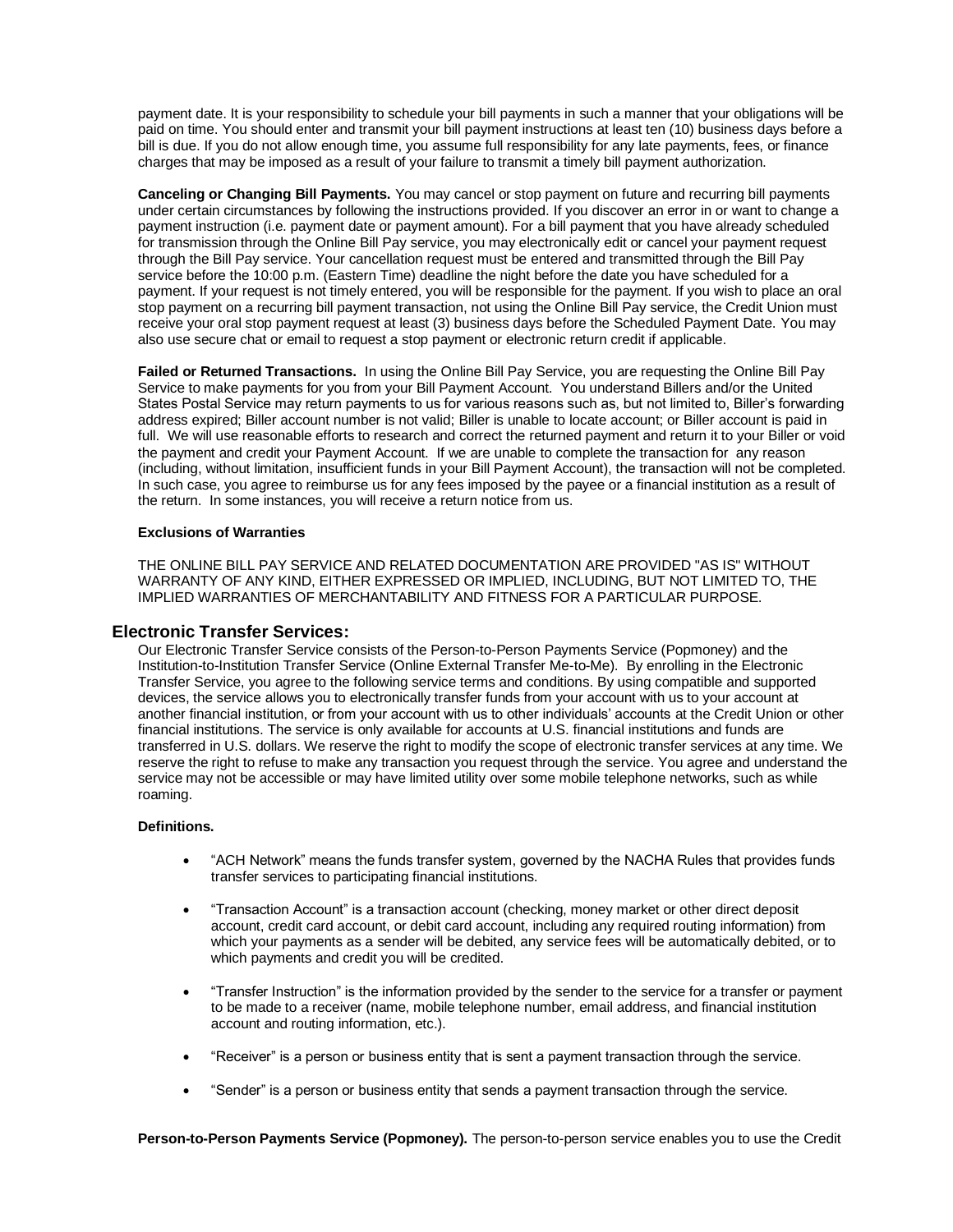payment date. It is your responsibility to schedule your bill payments in such a manner that your obligations will be paid on time. You should enter and transmit your bill payment instructions at least ten (10) business days before a bill is due. If you do not allow enough time, you assume full responsibility for any late payments, fees, or finance charges that may be imposed as a result of your failure to transmit a timely bill payment authorization.

**Canceling or Changing Bill Payments.** You may cancel or stop payment on future and recurring bill payments under certain circumstances by following the instructions provided. If you discover an error in or want to change a payment instruction (i.e. payment date or payment amount). For a bill payment that you have already scheduled for transmission through the Online Bill Pay service, you may electronically edit or cancel your payment request through the Bill Pay service. Your cancellation request must be entered and transmitted through the Bill Pay service before the 10:00 p.m. (Eastern Time) deadline the night before the date you have scheduled for a payment. If your request is not timely entered, you will be responsible for the payment. If you wish to place an oral stop payment on a recurring bill payment transaction, not using the Online Bill Pay service, the Credit Union must receive your oral stop payment request at least (3) business days before the Scheduled Payment Date. You may also use secure chat or email to request a stop payment or electronic return credit if applicable.

**Failed or Returned Transactions.** In using the Online Bill Pay Service, you are requesting the Online Bill Pay Service to make payments for you from your Bill Payment Account. You understand Billers and/or the United States Postal Service may return payments to us for various reasons such as, but not limited to, Biller's forwarding address expired; Biller account number is not valid; Biller is unable to locate account; or Biller account is paid in full. We will use reasonable efforts to research and correct the returned payment and return it to your Biller or void the payment and credit your Payment Account. If we are unable to complete the transaction for any reason (including, without limitation, insufficient funds in your Bill Payment Account), the transaction will not be completed. In such case, you agree to reimburse us for any fees imposed by the payee or a financial institution as a result of the return. In some instances, you will receive a return notice from us.

**Exclusions of Warranties**

THE ONLINE BILL PAY SERVICE AND RELATED DOCUMENTATION ARE PROVIDED "AS IS" WITHOUT WARRANTY OF ANY KIND, EITHER EXPRESSED OR IMPLIED, INCLUDING, BUT NOT LIMITED TO, THE IMPLIED WARRANTIES OF MERCHANTABILITY AND FITNESS FOR A PARTICULAR PURPOSE.

## Electronic Transfer Services:

Our Electronic Transfer Service consists of the Person-to-Person Payments Service (Popmoney) and the Institution-to-Institution Transfer Service (Online External Transfer Me-to-Me). By enrolling in the Electronic Transfer Service, you agree to the following service terms and conditions. By using compatible and supported devices, the service allows you to electronically transfer funds from your account with us to your account at another financial institution, or from your account with us to other individuals' accounts at the Credit Union or other financial institutions. The service is only available for accounts at U.S. financial institutions and funds are transferred in U.S. dollars. We reserve the right to modify the scope of electronic transfer services at any time. We reserve the right to refuse to make any transaction you request through the service. You agree and understand the service may not be accessible or may have limited utility over some mobile telephone networks, such as while roaming.

**Definitions.**

- "ACH Network" means the funds transfer system, governed by the NACHA Rules that provides funds transfer services to participating financial institutions.
- "Transaction Account" is a transaction account (checking, money market or other direct deposit account, credit card account, or debit card account, including any required routing information) from which your payments as a sender will be debited, any service fees will be automatically debited, or to which payments and credit you will be credited.
- "Transfer Instruction" is the information provided by the sender to the service for a transfer or payment to be made to a receiver (name, mobile telephone number, email address, and financial institution account and routing information, etc.).
- "Receiver" is a person or business entity that is sent a payment transaction through the service.
- "Sender" is a person or business entity that sends a payment transaction through the service.

**Person-to-Person Payments Service (Popmoney).** The person-to-person service enables you to use the Credit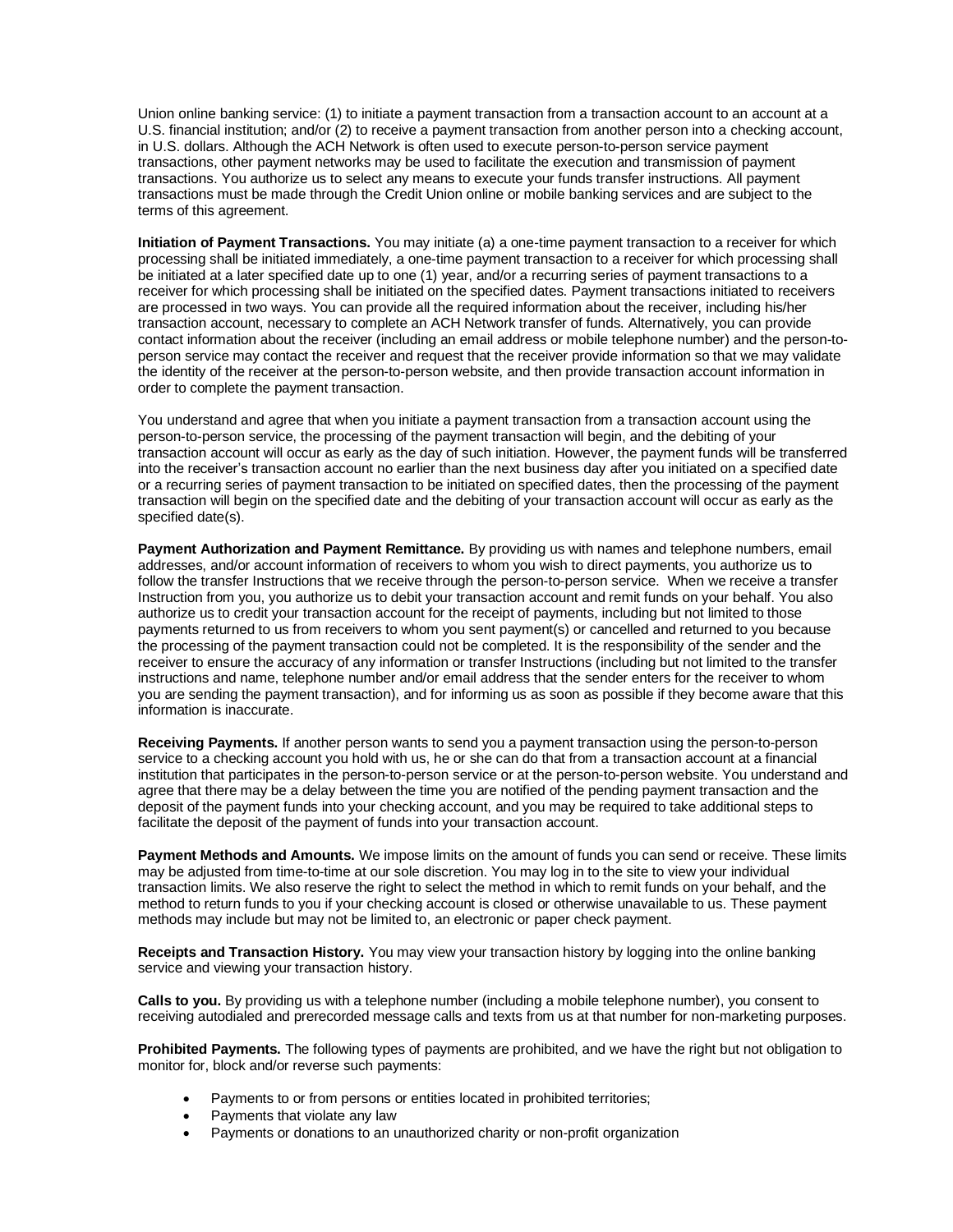Union online banking service: (1) to initiate a payment transaction from a transaction account to an account at a U.S. financial institution; and/or (2) to receive a payment transaction from another person into a checking account, in U.S. dollars. Although the ACH Network is often used to execute person-to-person service payment transactions, other payment networks may be used to facilitate the execution and transmission of payment transactions. You authorize us to select any means to execute your funds transfer instructions. All payment transactions must be made through the Credit Union online or mobile banking services and are subject to the terms of this agreement.

**Initiation of Payment Transactions.** You may initiate (a) a one-time payment transaction to a receiver for which processing shall be initiated immediately, a one-time payment transaction to a receiver for which processing shall be initiated at a later specified date up to one (1) year, and/or a recurring series of payment transactions to a receiver for which processing shall be initiated on the specified dates. Payment transactions initiated to receivers are processed in two ways. You can provide all the required information about the receiver, including his/her transaction account, necessary to complete an ACH Network transfer of funds. Alternatively, you can provide contact information about the receiver (including an email address or mobile telephone number) and the person-to-person service may contact the receiver and request that the receiver provide information so that we may validate the identity of the receiver at the person-to-person website, and then provide transaction account information in order to complete the payment transaction.

You understand and agree that when you initiate a payment transaction from a transaction account using the person-to-person service, the processing of the payment transaction will begin, and the debiting of your transaction account will occur as early as the day of such initiation. However, the payment funds will be transferred into the receiver's transaction account no earlier than the next business day after you initiated on a specified date or a recurring series of payment transaction to be initiated on specified dates, then the processing of the payment transaction will begin on the specified date and the debiting of your transaction account will occur as early as the specified date(s).

**Payment Authorization and Payment Remittance.** By providing us with names and telephone numbers, email addresses, and/or account information of receivers to whom you wish to direct payments, you authorize us to follow the transfer Instructions that we receive through the person-to-person service. When we receive a transfer Instruction from you, you authorize us to debit your transaction account and remit funds on your behalf. You also authorize us to credit your transaction account for the receipt of payments, including but not limited to those payments returned to us from receivers to whom you sent payment(s) or cancelled and returned to you because the processing of the payment transaction could not be completed. It is the responsibility of the sender and the receiver to ensure the accuracy of any information or transfer Instructions (including but not limited to the transfer instructions and name, telephone number and/or email address that the sender enters for the receiver to whom you are sending the payment transaction), and for informing us as soon as possible if they become aware that this information is inaccurate.

**Receiving Payments.** If another person wants to send you a payment transaction using the person-to-person service to a checking account you hold with us, he or she can do that from a transaction account at a financial institution that participates in the person-to-person service or at the person-to-person website. You understand and agree that there may be a delay between the time you are notified of the pending payment transaction and the deposit of the payment funds into your checking account, and you may be required to take additional steps to facilitate the deposit of the payment of funds into your transaction account.

**Payment Methods and Amounts.** We impose limits on the amount of funds you can send or receive. These limits may be adjusted from time-to-time at our sole discretion. You may log in to the site to view your individual transaction limits. We also reserve the right to select the method in which to remit funds on your behalf, and the method to return funds to you if your checking account is closed or otherwise unavailable to us. These payment methods may include but may not be limited to, an electronic or paper check payment.

**Receipts and Transaction History.** You may view your transaction history by logging into the online banking service and viewing your transaction history.

**Calls to you.** By providing us with a telephone number (including a mobile telephone number), you consent to receiving autodialed and prerecorded message calls and texts from us at that number for non-marketing purposes.

**Prohibited Payments.** The following types of payments are prohibited, and we have the right but not obligation to monitor for, block and/or reverse such payments:

- Payments to or from persons or entities located in prohibited territories;
- Payments that violate any law
- Payments or donations to an unauthorized charity or non-profit organization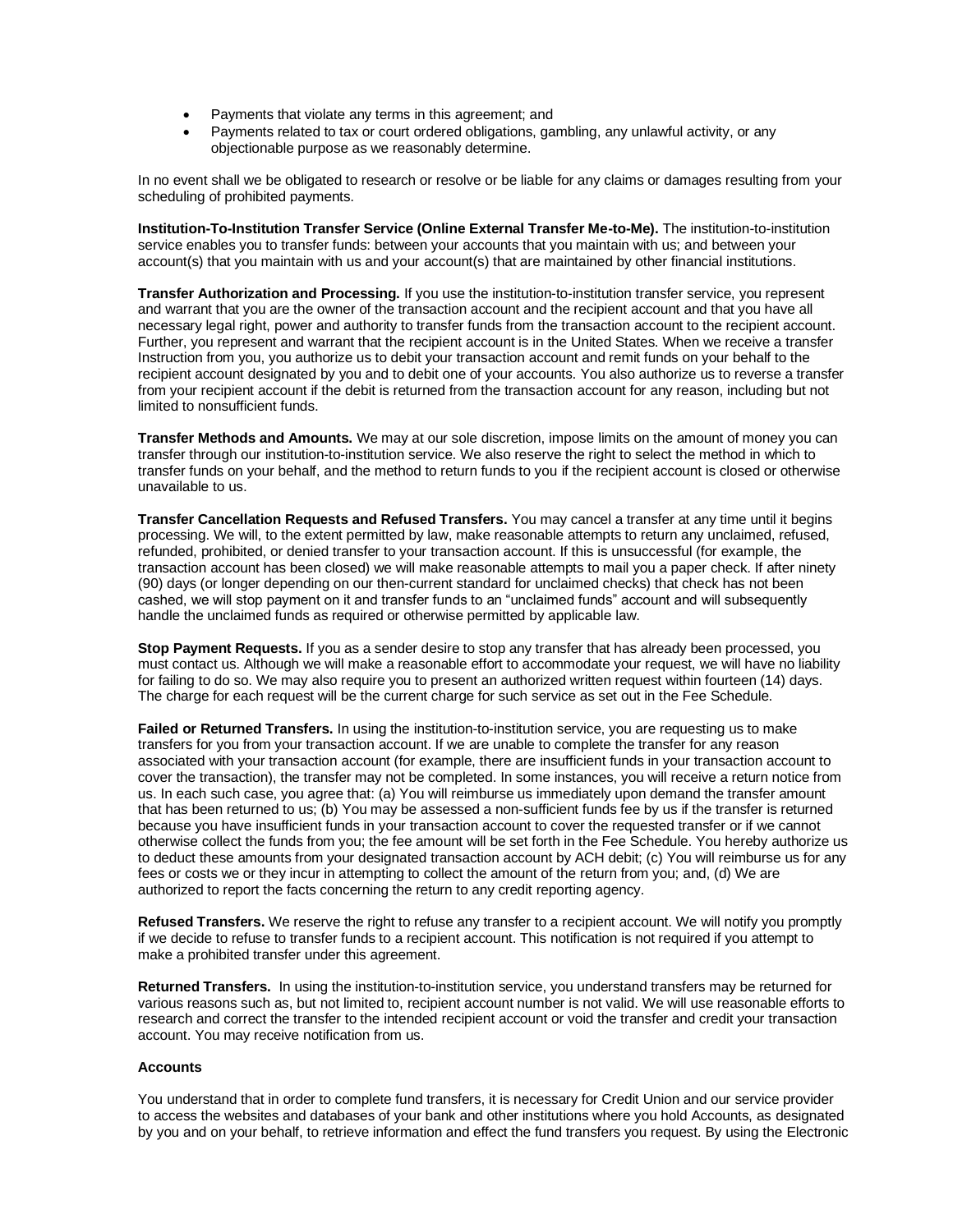- Payments that violate any terms in this agreement; and
- Payments related to tax or court ordered obligations, gambling, any unlawful activity, or any objectionable purpose as we reasonably determine.

In no event shall we be obligated to research or resolve or be liable for any claims or damages resulting from your scheduling of prohibited payments.

**Institution-To-Institution Transfer Service (Online External Transfer Me-to-Me).** The institution-to-institution service enables you to transfer funds: between your accounts that you maintain with us; and between your account(s) that you maintain with us and your account(s) that are maintained by other financial institutions.

**Transfer Authorization and Processing.** If you use the institution-to-institution transfer service, you represent and warrant that you are the owner of the transaction account and the recipient account and that you have all necessary legal right, power and authority to transfer funds from the transaction account to the recipient account. Further, you represent and warrant that the recipient account is in the United States. When we receive a transfer Instruction from you, you authorize us to debit your transaction account and remit funds on your behalf to the recipient account designated by you and to debit one of your accounts. You also authorize us to reverse a transfer from your recipient account if the debit is returned from the transaction account for any reason, including but not limited to nonsufficient funds.

**Transfer Methods and Amounts.** We may at our sole discretion, impose limits on the amount of money you can transfer through our institution-to-institution service. We also reserve the right to select the method in which to transfer funds on your behalf, and the method to return funds to you if the recipient account is closed or otherwise unavailable to us.

**Transfer Cancellation Requests and Refused Transfers.** You may cancel a transfer at any time until it begins processing. We will, to the extent permitted by law, make reasonable attempts to return any unclaimed, refused, refunded, prohibited, or denied transfer to your transaction account. If this is unsuccessful (for example, the transaction account has been closed) we will make reasonable attempts to mail you a paper check. If after ninety (90) days (or longer depending on our then-current standard for unclaimed checks) that check has not been cashed, we will stop payment on it and transfer funds to an "unclaimed funds" account and will subsequently handle the unclaimed funds as required or otherwise permitted by applicable law.

**Stop Payment Requests.** If you as a sender desire to stop any transfer that has already been processed, you must contact us. Although we will make a reasonable effort to accommodate your request, we will have no liability for failing to do so. We may also require you to present an authorized written request within fourteen (14) days. The charge for each request will be the current charge for such service as set out in the Fee Schedule.

**Failed or Returned Transfers.** In using the institution-to-institution service, you are requesting us to make transfers for you from your transaction account. If we are unable to complete the transfer for any reason associated with your transaction account (for example, there are insufficient funds in your transaction account to cover the transaction), the transfer may not be completed. In some instances, you will receive a return notice from us. In each such case, you agree that: (a) You will reimburse us immediately upon demand the transfer amount that has been returned to us; (b) You may be assessed a non-sufficient funds fee by us if the transfer is returned because you have insufficient funds in your transaction account to cover the requested transfer or if we cannot otherwise collect the funds from you; the fee amount will be set forth in the Fee Schedule. You hereby authorize us to deduct these amounts from your designated transaction account by ACH debit; (c) You will reimburse us for any fees or costs we or they incur in attempting to collect the amount of the return from you; and, (d) We are authorized to report the facts concerning the return to any credit reporting agency.

**Refused Transfers.** We reserve the right to refuse any transfer to a recipient account. We will notify you promptly if we decide to refuse to transfer funds to a recipient account. This notification is not required if you attempt to make a prohibited transfer under this agreement.

**Returned Transfers.** In using the institution-to-institution service, you understand transfers may be returned for various reasons such as, but not limited to, recipient account number is not valid. We will use reasonable efforts to research and correct the transfer to the intended recipient account or void the transfer and credit your transaction account. You may receive notification from us.

**Accounts**

You understand that in order to complete fund transfers, it is necessary for Credit Union and our service provider to access the websites and databases of your bank and other institutions where you hold Accounts, as designated by you and on your behalf, to retrieve information and effect the fund transfers you request. By using the Electronic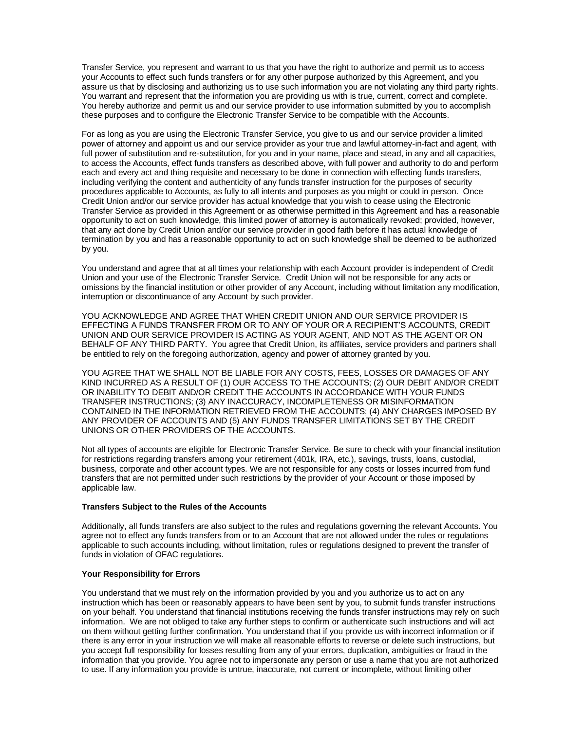Transfer Service, you represent and warrant to us that you have the right to authorize and permit us to access your Accounts to effect such funds transfers or for any other purpose authorized by this Agreement, and you assure us that by disclosing and authorizing us to use such information you are not violating any third party rights. You warrant and represent that the information you are providing us with is true, current, correct and complete. You hereby authorize and permit us and our service provider to use information submitted by you to accomplish these purposes and to configure the Electronic Transfer Service to be compatible with the Accounts.

For as long as you are using the Electronic Transfer Service, you give to us and our service provider a limited power of attorney and appoint us and our service provider as your true and lawful attorney-in-fact and agent, with full power of substitution and re-substitution, for you and in your name, place and stead, in any and all capacities, to access the Accounts, effect funds transfers as described above, with full power and authority to do and perform each and every act and thing requisite and necessary to be done in connection with effecting funds transfers, including verifying the content and authenticity of any funds transfer instruction for the purposes of security procedures applicable to Accounts, as fully to all intents and purposes as you might or could in person. Once Credit Union and/or our service provider has actual knowledge that you wish to cease using the Electronic Transfer Service as provided in this Agreement or as otherwise permitted in this Agreement and has a reasonable opportunity to act on such knowledge, this limited power of attorney is automatically revoked; provided, however, that any act done by Credit Union and/or our service provider in good faith before it has actual knowledge of termination by you and has a reasonable opportunity to act on such knowledge shall be deemed to be authorized by you.

You understand and agree that at all times your relationship with each Account provider is independent of Credit Union and your use of the Electronic Transfer Service. Credit Union will not be responsible for any acts or omissions by the financial institution or other provider of any Account, including without limitation any modification, interruption or discontinuance of any Account by such provider.

YOU ACKNOWLEDGE AND AGREE THAT WHEN CREDIT UNION AND OUR SERVICE PROVIDER IS EFFECTING A FUNDS TRANSFER FROM OR TO ANY OF YOUR OR A RECIPIENT'S ACCOUNTS, CREDIT UNION AND OUR SERVICE PROVIDER IS ACTING AS YOUR AGENT, AND NOT AS THE AGENT OR ON BEHALF OF ANY THIRD PARTY. You agree that Credit Union, its affiliates, service providers and partners shall be entitled to rely on the foregoing authorization, agency and power of attorney granted by you.

YOU AGREE THAT WE SHALL NOT BE LIABLE FOR ANY COSTS, FEES, LOSSES OR DAMAGES OF ANY KIND INCURRED AS A RESULT OF (1) OUR ACCESS TO THE ACCOUNTS; (2) OUR DEBIT AND/OR CREDIT OR INABILITY TO DEBIT AND/OR CREDIT THE ACCOUNTS IN ACCORDANCE WITH YOUR FUNDS TRANSFER INSTRUCTIONS; (3) ANY INACCURACY, INCOMPLETENESS OR MISINFORMATION CONTAINED IN THE INFORMATION RETRIEVED FROM THE ACCOUNTS; (4) ANY CHARGES IMPOSED BY ANY PROVIDER OF ACCOUNTS AND (5) ANY FUNDS TRANSFER LIMITATIONS SET BY THE CREDIT UNIONS OR OTHER PROVIDERS OF THE ACCOUNTS.

Not all types of accounts are eligible for Electronic Transfer Service. Be sure to check with your financial institution for restrictions regarding transfers among your retirement (401k, IRA, etc.), savings, trusts, loans, custodial, business, corporate and other account types. We are not responsible for any costs or losses incurred from fund transfers that are not permitted under such restrictions by the provider of your Account or those imposed by applicable law.

**Transfers Subject to the Rules of the Accounts**

Additionally, all funds transfers are also subject to the rules and regulations governing the relevant Accounts. You agree not to effect any funds transfers from or to an Account that are not allowed under the rules or regulations applicable to such accounts including, without limitation, rules or regulations designed to prevent the transfer of funds in violation of OFAC regulations.

**Your Responsibility for Errors**

You understand that we must rely on the information provided by you and you authorize us to act on any instruction which has been or reasonably appears to have been sent by you, to submit funds transfer instructions on your behalf. You understand that financial institutions receiving the funds transfer instructions may rely on such information. We are not obliged to take any further steps to confirm or authenticate such instructions and will act on them without getting further confirmation. You understand that if you provide us with incorrect information or if there is any error in your instruction we will make all reasonable efforts to reverse or delete such instructions, but you accept full responsibility for losses resulting from any of your errors, duplication, ambiguities or fraud in the information that you provide. You agree not to impersonate any person or use a name that you are not authorized to use. If any information you provide is untrue, inaccurate, not current or incomplete, without limiting other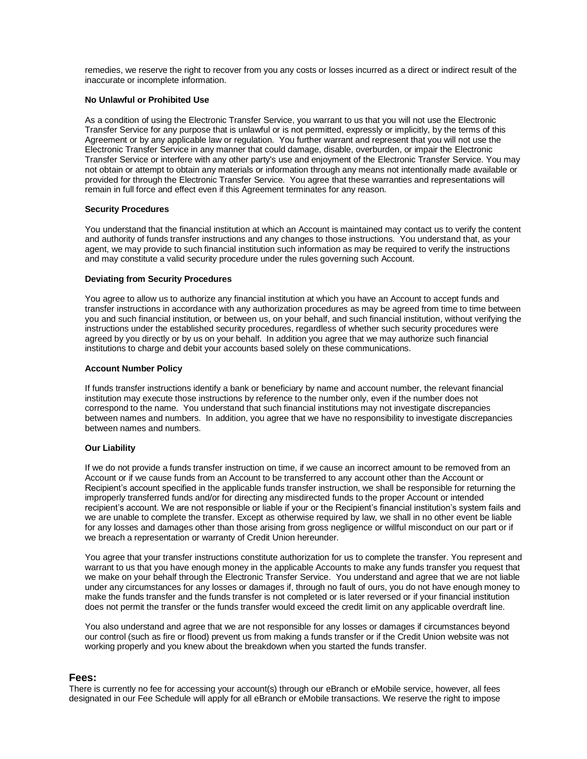remedies, we reserve the right to recover from you any costs or losses incurred as a direct or indirect result of the inaccurate or incomplete information.

**No Unlawful or Prohibited Use**

As a condition of using the Electronic Transfer Service, you warrant to us that you will not use the Electronic Transfer Service for any purpose that is unlawful or is not permitted, expressly or implicitly, by the terms of this Agreement or by any applicable law or regulation. You further warrant and represent that you will not use the Electronic Transfer Service in any manner that could damage, disable, overburden, or impair the Electronic Transfer Service or interfere with any other party's use and enjoyment of the Electronic Transfer Service. You may not obtain or attempt to obtain any materials or information through any means not intentionally made available or provided for through the Electronic Transfer Service. You agree that these warranties and representations will remain in full force and effect even if this Agreement terminates for any reason.

**Security Procedures**

You understand that the financial institution at which an Account is maintained may contact us to verify the content and authority of funds transfer instructions and any changes to those instructions. You understand that, as your agent, we may provide to such financial institution such information as may be required to verify the instructions and may constitute a valid security procedure under the rules governing such Account.

**Deviating from Security Procedures**

You agree to allow us to authorize any financial institution at which you have an Account to accept funds and transfer instructions in accordance with any authorization procedures as may be agreed from time to time between you and such financial institution, or between us, on your behalf, and such financial institution, without verifying the instructions under the established security procedures, regardless of whether such security procedures were agreed by you directly or by us on your behalf. In addition you agree that we may authorize such financial institutions to charge and debit your accounts based solely on these communications.

**Account Number Policy**

If funds transfer instructions identify a bank or beneficiary by name and account number, the relevant financial institution may execute those instructions by reference to the number only, even if the number does not correspond to the name. You understand that such financial institutions may not investigate discrepancies between names and numbers. In addition, you agree that we have no responsibility to investigate discrepancies between names and numbers.

**Our Liability**

If we do not provide a funds transfer instruction on time, if we cause an incorrect amount to be removed from an Account or if we cause funds from an Account to be transferred to any account other than the Account or Recipient's account specified in the applicable funds transfer instruction, we shall be responsible for returning the improperly transferred funds and/or for directing any misdirected funds to the proper Account or intended recipient's account. We are not responsible or liable if your or the Recipient's financial institution's system fails and we are unable to complete the transfer. Except as otherwise required by law, we shall in no other event be liable for any losses and damages other than those arising from gross negligence or willful misconduct on our part or if we breach a representation or warranty of Credit Union hereunder.

You agree that your transfer instructions constitute authorization for us to complete the transfer. You represent and warrant to us that you have enough money in the applicable Accounts to make any funds transfer you request that we make on your behalf through the Electronic Transfer Service. You understand and agree that we are not liable under any circumstances for any losses or damages if, through no fault of ours, you do not have enough money to make the funds transfer and the funds transfer is not completed or is later reversed or if your financial institution does not permit the transfer or the funds transfer would exceed the credit limit on any applicable overdraft line.

You also understand and agree that we are not responsible for any losses or damages if circumstances beyond our control (such as fire or flood) prevent us from making a funds transfer or if the Credit Union website was not working properly and you knew about the breakdown when you started the funds transfer.

## Fees:

There is currently no fee for accessing your account(s) through our eBranch or eMobile service, however, all fees designated in our Fee Schedule will apply for all eBranch or eMobile transactions. We reserve the right to impose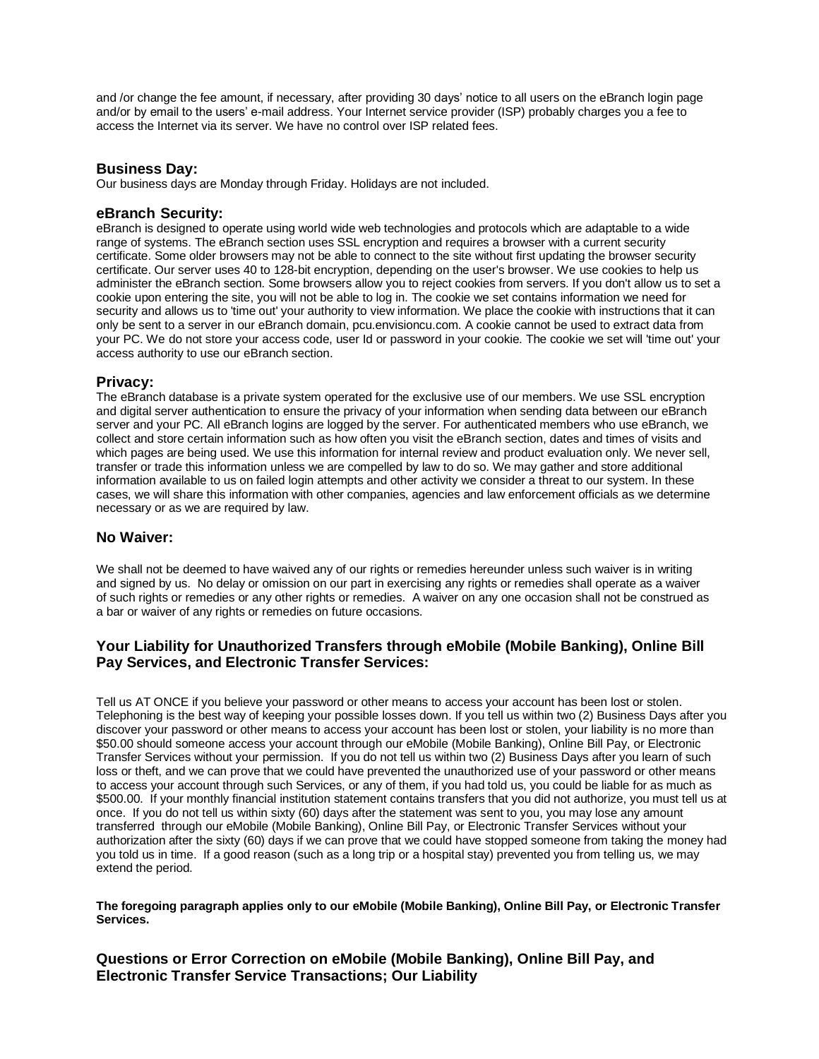and /or change the fee amount, if necessary, after providing 30 days' notice to all users on the eBranch login page and/or by email to the users' e-mail address. Your Internet service provider (ISP) probably charges you a fee to access the Internet via its server. We have no control over ISP related fees.

### Business Day:

Our business days are Monday through Friday. Holidays are not included.

### eBranch Security:

eBranch is designed to operate using world wide web technologies and protocols which are adaptable to a wide range of systems. The eBranch section uses SSL encryption and requires a browser with a current security certificate. Some older browsers may not be able to connect to the site without first updating the browser security certificate. Our server uses 40 to 128-bit encryption, depending on the user's browser. We use cookies to help us administer the eBranch section. Some browsers allow you to reject cookies from servers. If you don't allow us to set a cookie upon entering the site, you will not be able to log in. The cookie we set contains information we need for security and allows us to 'time out' your authority to view information. We place the cookie with instructions that it can only be sent to a server in our eBranch domain, pcu.envisioncu.com. A cookie cannot be used to extract data from your PC. We do not store your access code, user Id or password in your cookie. The cookie we set will 'time out' your access authority to use our eBranch section.

### Privacy:

The eBranch database is a private system operated for the exclusive use of our members. We use SSL encryption and digital server authentication to ensure the privacy of your information when sending data between our eBranch server and your PC. All eBranch logins are logged by the server. For authenticated members who use eBranch, we collect and store certain information such as how often you visit the eBranch section, dates and times of visits and which pages are being used. We use this information for internal review and product evaluation only. We never sell, transfer or trade this information unless we are compelled by law to do so. We may gather and store additional information available to us on failed login attempts and other activity we consider a threat to our system. In these cases, we will share this information with other companies, agencies and law enforcement officials as we determine necessary or as we are required by law.

### No Waiver:

We shall not be deemed to have waived any of our rights or remedies hereunder unless such waiver is in writing and signed by us. No delay or omission on our part in exercising any rights or remedies shall operate as a waiver of such rights or remedies or any other rights or remedies. A waiver on any one occasion shall not be construed as a bar or waiver of any rights or remedies on future occasions.

### Your Liability for Unauthorized Transfers through eMobile (Mobile Banking), Online Bill Pay Services, and Electronic Transfer Services:

Tell us AT ONCE if you believe your password or other means to access your account has been lost or stolen. Telephoning is the best way of keeping your possible losses down. If you tell us within two (2) Business Days after you discover your password or other means to access your account has been lost or stolen, your liability is no more than $50.00 should someone access your account through our eMobile (Mobile Banking), Online Bill Pay, or Electronic Transfer Services without your permission. If you do not tell us within two (2) Business Days after you learn of such loss or theft, and we can prove that we could have prevented the unauthorized use of your password or other means to access your account through such Services, or any of them, if you had told us, you could be liable for as much as $500.00. If your monthly financial institution statement contains transfers that you did not authorize, you must tell us at once. If you do not tell us within sixty (60) days after the statement was sent to you, you may lose any amount transferred through our eMobile (Mobile Banking), Online Bill Pay, or Electronic Transfer Services without your authorization after the sixty (60) days if we can prove that we could have stopped someone from taking the money had you told us in time. If a good reason (such as a long trip or a hospital stay) prevented you from telling us, we may extend the period.

**The foregoing paragraph applies only to our eMobile (Mobile Banking), Online Bill Pay, or Electronic Transfer Services.**

### Questions or Error Correction on eMobile (Mobile Banking), Online Bill Pay, and Electronic Transfer Service Transactions; Our Liability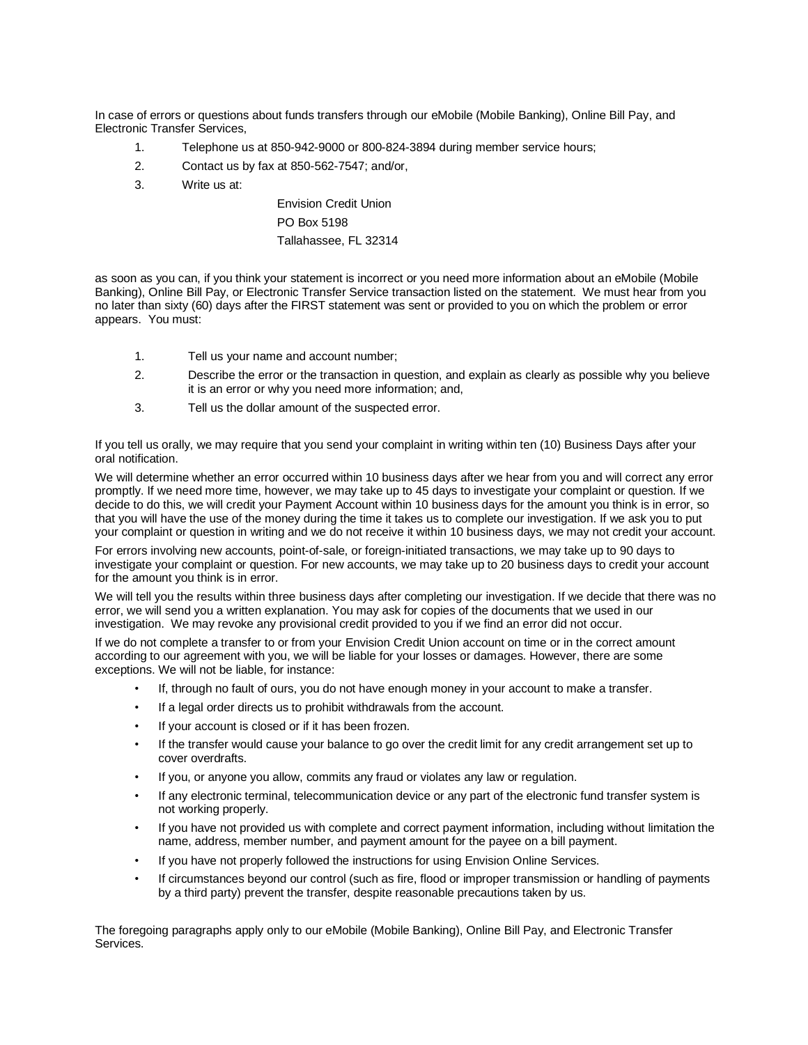In case of errors or questions about funds transfers through our eMobile (Mobile Banking), Online Bill Pay, and Electronic Transfer Services,

1. Telephone us at 850-942-9000 or 800-824-3894 during member service hours;
2. Contact us by fax at 850-562-7547; and/or,
3. Write us at:

   Envision Credit Union
   PO Box 5198
   Tallahassee, FL 32314

as soon as you can, if you think your statement is incorrect or you need more information about an eMobile (Mobile Banking), Online Bill Pay, or Electronic Transfer Service transaction listed on the statement. We must hear from you no later than sixty (60) days after the FIRST statement was sent or provided to you on which the problem or error appears. You must:

1. Tell us your name and account number;
2. Describe the error or the transaction in question, and explain as clearly as possible why you believe it is an error or why you need more information; and,
3. Tell us the dollar amount of the suspected error.

If you tell us orally, we may require that you send your complaint in writing within ten (10) Business Days after your oral notification.

We will determine whether an error occurred within 10 business days after we hear from you and will correct any error promptly. If we need more time, however, we may take up to 45 days to investigate your complaint or question. If we decide to do this, we will credit your Payment Account within 10 business days for the amount you think is in error, so that you will have the use of the money during the time it takes us to complete our investigation. If we ask you to put your complaint or question in writing and we do not receive it within 10 business days, we may not credit your account.

For errors involving new accounts, point-of-sale, or foreign-initiated transactions, we may take up to 90 days to investigate your complaint or question. For new accounts, we may take up to 20 business days to credit your account for the amount you think is in error.

We will tell you the results within three business days after completing our investigation. If we decide that there was no error, we will send you a written explanation. You may ask for copies of the documents that we used in our investigation. We may revoke any provisional credit provided to you if we find an error did not occur.

If we do not complete a transfer to or from your Envision Credit Union account on time or in the correct amount according to our agreement with you, we will be liable for your losses or damages. However, there are some exceptions. We will not be liable, for instance:

- If, through no fault of ours, you do not have enough money in your account to make a transfer.
- If a legal order directs us to prohibit withdrawals from the account.
- If your account is closed or if it has been frozen.
- If the transfer would cause your balance to go over the credit limit for any credit arrangement set up to cover overdrafts.
- If you, or anyone you allow, commits any fraud or violates any law or regulation.
- If any electronic terminal, telecommunication device or any part of the electronic fund transfer system is not working properly.
- If you have not provided us with complete and correct payment information, including without limitation the name, address, member number, and payment amount for the payee on a bill payment.
- If you have not properly followed the instructions for using Envision Online Services.
- If circumstances beyond our control (such as fire, flood or improper transmission or handling of payments by a third party) prevent the transfer, despite reasonable precautions taken by us.

The foregoing paragraphs apply only to our eMobile (Mobile Banking), Online Bill Pay, and Electronic Transfer Services.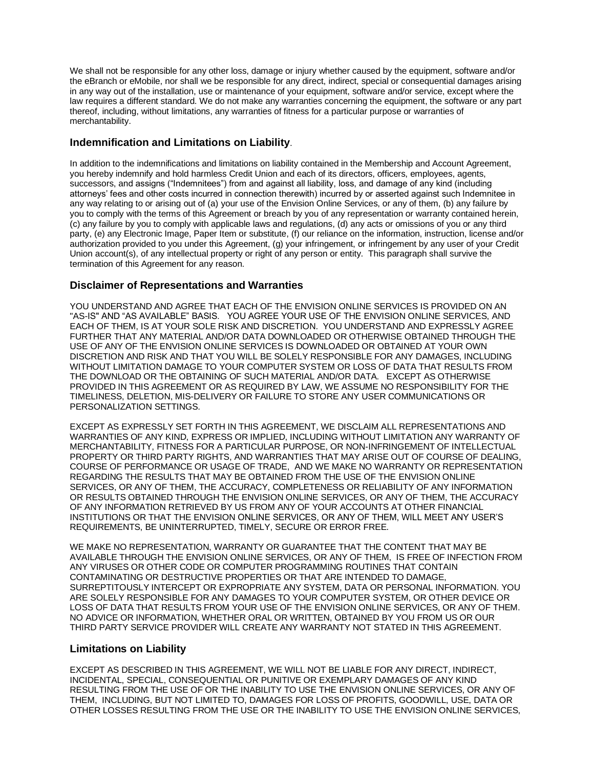We shall not be responsible for any other loss, damage or injury whether caused by the equipment, software and/or the eBranch or eMobile, nor shall we be responsible for any direct, indirect, special or consequential damages arising in any way out of the installation, use or maintenance of your equipment, software and/or service, except where the law requires a different standard. We do not make any warranties concerning the equipment, the software or any part thereof, including, without limitations, any warranties of fitness for a particular purpose or warranties of merchantability.

## **Indemnification and Limitations on Liability**.

In addition to the indemnifications and limitations on liability contained in the Membership and Account Agreement, you hereby indemnify and hold harmless Credit Union and each of its directors, officers, employees, agents, successors, and assigns ("Indemnitees") from and against all liability, loss, and damage of any kind (including attorneys' fees and other costs incurred in connection therewith) incurred by or asserted against such Indemnitee in any way relating to or arising out of (a) your use of the Envision Online Services, or any of them, (b) any failure by you to comply with the terms of this Agreement or breach by you of any representation or warranty contained herein, (c) any failure by you to comply with applicable laws and regulations, (d) any acts or omissions of you or any third party, (e) any Electronic Image, Paper Item or substitute, (f) our reliance on the information, instruction, license and/or authorization provided to you under this Agreement, (g) your infringement, or infringement by any user of your Credit Union account(s), of any intellectual property or right of any person or entity. This paragraph shall survive the termination of this Agreement for any reason.

## **Disclaimer of Representations and Warranties**

YOU UNDERSTAND AND AGREE THAT EACH OF THE ENVISION ONLINE SERVICES IS PROVIDED ON AN "AS-IS" AND "AS AVAILABLE" BASIS. YOU AGREE YOUR USE OF THE ENVISION ONLINE SERVICES, AND EACH OF THEM, IS AT YOUR SOLE RISK AND DISCRETION. YOU UNDERSTAND AND EXPRESSLY AGREE FURTHER THAT ANY MATERIAL AND/OR DATA DOWNLOADED OR OTHERWISE OBTAINED THROUGH THE USE OF ANY OF THE ENVISION ONLINE SERVICES IS DOWNLOADED OR OBTAINED AT YOUR OWN DISCRETION AND RISK AND THAT YOU WILL BE SOLELY RESPONSIBLE FOR ANY DAMAGES, INCLUDING WITHOUT LIMITATION DAMAGE TO YOUR COMPUTER SYSTEM OR LOSS OF DATA THAT RESULTS FROM THE DOWNLOAD OR THE OBTAINING OF SUCH MATERIAL AND/OR DATA. EXCEPT AS OTHERWISE PROVIDED IN THIS AGREEMENT OR AS REQUIRED BY LAW, WE ASSUME NO RESPONSIBILITY FOR THE TIMELINESS, DELETION, MIS-DELIVERY OR FAILURE TO STORE ANY USER COMMUNICATIONS OR PERSONALIZATION SETTINGS.

EXCEPT AS EXPRESSLY SET FORTH IN THIS AGREEMENT, WE DISCLAIM ALL REPRESENTATIONS AND WARRANTIES OF ANY KIND, EXPRESS OR IMPLIED, INCLUDING WITHOUT LIMITATION ANY WARRANTY OF MERCHANTABILITY, FITNESS FOR A PARTICULAR PURPOSE, OR NON-INFRINGEMENT OF INTELLECTUAL PROPERTY OR THIRD PARTY RIGHTS, AND WARRANTIES THAT MAY ARISE OUT OF COURSE OF DEALING, COURSE OF PERFORMANCE OR USAGE OF TRADE, AND WE MAKE NO WARRANTY OR REPRESENTATION REGARDING THE RESULTS THAT MAY BE OBTAINED FROM THE USE OF THE ENVISION ONLINE SERVICES, OR ANY OF THEM, THE ACCURACY, COMPLETENESS OR RELIABILITY OF ANY INFORMATION OR RESULTS OBTAINED THROUGH THE ENVISION ONLINE SERVICES, OR ANY OF THEM, THE ACCURACY OF ANY INFORMATION RETRIEVED BY US FROM ANY OF YOUR ACCOUNTS AT OTHER FINANCIAL INSTITUTIONS OR THAT THE ENVISION ONLINE SERVICES, OR ANY OF THEM, WILL MEET ANY USER'S REQUIREMENTS, BE UNINTERRUPTED, TIMELY, SECURE OR ERROR FREE.

WE MAKE NO REPRESENTATION, WARRANTY OR GUARANTEE THAT THE CONTENT THAT MAY BE AVAILABLE THROUGH THE ENVISION ONLINE SERVICES, OR ANY OF THEM, IS FREE OF INFECTION FROM ANY VIRUSES OR OTHER CODE OR COMPUTER PROGRAMMING ROUTINES THAT CONTAIN CONTAMINATING OR DESTRUCTIVE PROPERTIES OR THAT ARE INTENDED TO DAMAGE, SURREPTITOUSLY INTERCEPT OR EXPROPRIATE ANY SYSTEM, DATA OR PERSONAL INFORMATION. YOU ARE SOLELY RESPONSIBLE FOR ANY DAMAGES TO YOUR COMPUTER SYSTEM, OR OTHER DEVICE OR LOSS OF DATA THAT RESULTS FROM YOUR USE OF THE ENVISION ONLINE SERVICES, OR ANY OF THEM. NO ADVICE OR INFORMATION, WHETHER ORAL OR WRITTEN, OBTAINED BY YOU FROM US OR OUR THIRD PARTY SERVICE PROVIDER WILL CREATE ANY WARRANTY NOT STATED IN THIS AGREEMENT.

## **Limitations on Liability**

EXCEPT AS DESCRIBED IN THIS AGREEMENT, WE WILL NOT BE LIABLE FOR ANY DIRECT, INDIRECT, INCIDENTAL, SPECIAL, CONSEQUENTIAL OR PUNITIVE OR EXEMPLARY DAMAGES OF ANY KIND RESULTING FROM THE USE OF OR THE INABILITY TO USE THE ENVISION ONLINE SERVICES, OR ANY OF THEM, INCLUDING, BUT NOT LIMITED TO, DAMAGES FOR LOSS OF PROFITS, GOODWILL, USE, DATA OR OTHER LOSSES RESULTING FROM THE USE OR THE INABILITY TO USE THE ENVISION ONLINE SERVICES,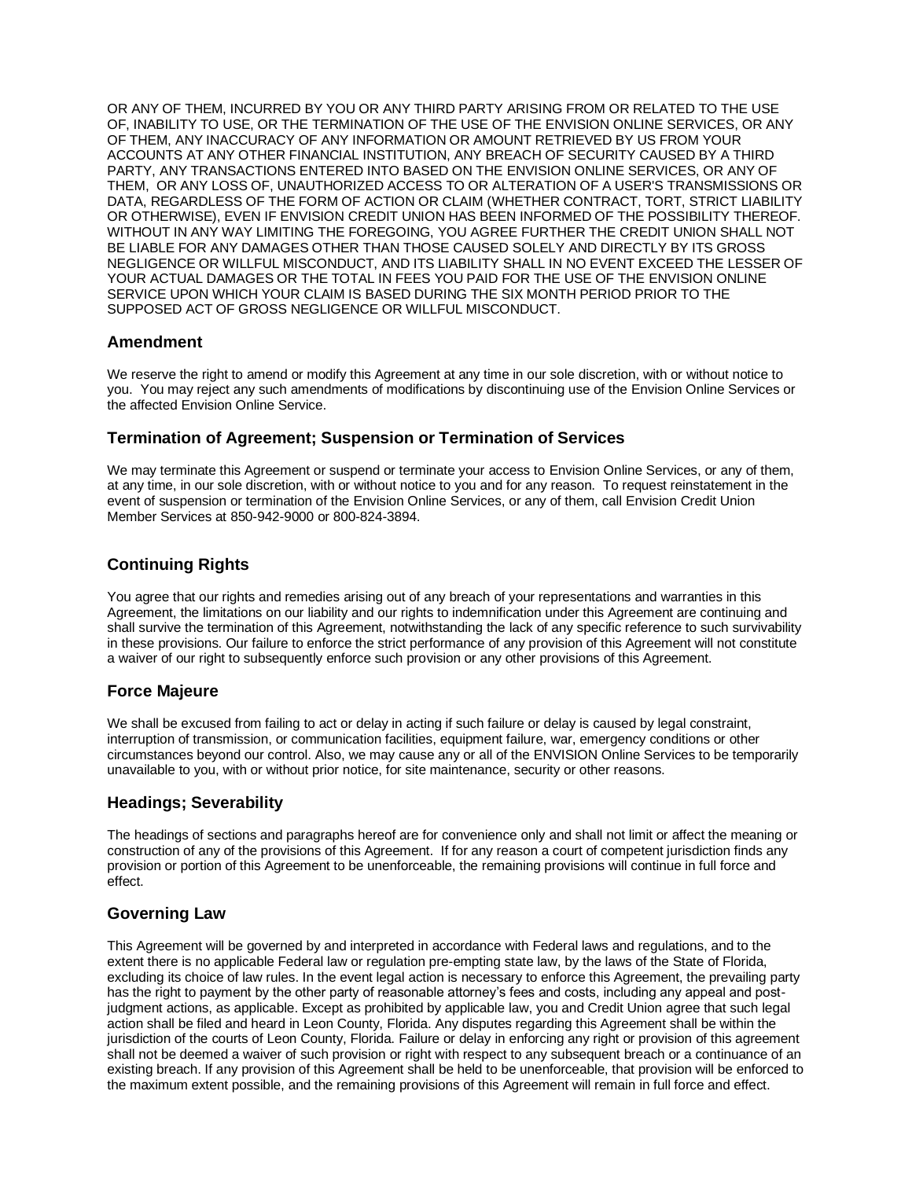OR ANY OF THEM, INCURRED BY YOU OR ANY THIRD PARTY ARISING FROM OR RELATED TO THE USE OF, INABILITY TO USE, OR THE TERMINATION OF THE USE OF THE ENVISION ONLINE SERVICES, OR ANY OF THEM, ANY INACCURACY OF ANY INFORMATION OR AMOUNT RETRIEVED BY US FROM YOUR ACCOUNTS AT ANY OTHER FINANCIAL INSTITUTION, ANY BREACH OF SECURITY CAUSED BY A THIRD PARTY, ANY TRANSACTIONS ENTERED INTO BASED ON THE ENVISION ONLINE SERVICES, OR ANY OF THEM, OR ANY LOSS OF, UNAUTHORIZED ACCESS TO OR ALTERATION OF A USER'S TRANSMISSIONS OR DATA, REGARDLESS OF THE FORM OF ACTION OR CLAIM (WHETHER CONTRACT, TORT, STRICT LIABILITY OR OTHERWISE), EVEN IF ENVISION CREDIT UNION HAS BEEN INFORMED OF THE POSSIBILITY THEREOF. WITHOUT IN ANY WAY LIMITING THE FOREGOING, YOU AGREE FURTHER THE CREDIT UNION SHALL NOT BE LIABLE FOR ANY DAMAGES OTHER THAN THOSE CAUSED SOLELY AND DIRECTLY BY ITS GROSS NEGLIGENCE OR WILLFUL MISCONDUCT, AND ITS LIABILITY SHALL IN NO EVENT EXCEED THE LESSER OF YOUR ACTUAL DAMAGES OR THE TOTAL IN FEES YOU PAID FOR THE USE OF THE ENVISION ONLINE SERVICE UPON WHICH YOUR CLAIM IS BASED DURING THE SIX MONTH PERIOD PRIOR TO THE SUPPOSED ACT OF GROSS NEGLIGENCE OR WILLFUL MISCONDUCT.

## Amendment

We reserve the right to amend or modify this Agreement at any time in our sole discretion, with or without notice to you. You may reject any such amendments of modifications by discontinuing use of the Envision Online Services or the affected Envision Online Service.

## Termination of Agreement; Suspension or Termination of Services

We may terminate this Agreement or suspend or terminate your access to Envision Online Services, or any of them, at any time, in our sole discretion, with or without notice to you and for any reason. To request reinstatement in the event of suspension or termination of the Envision Online Services, or any of them, call Envision Credit Union Member Services at 850-942-9000 or 800-824-3894.

## Continuing Rights

You agree that our rights and remedies arising out of any breach of your representations and warranties in this Agreement, the limitations on our liability and our rights to indemnification under this Agreement are continuing and shall survive the termination of this Agreement, notwithstanding the lack of any specific reference to such survivability in these provisions. Our failure to enforce the strict performance of any provision of this Agreement will not constitute a waiver of our right to subsequently enforce such provision or any other provisions of this Agreement.

## Force Majeure

We shall be excused from failing to act or delay in acting if such failure or delay is caused by legal constraint, interruption of transmission, or communication facilities, equipment failure, war, emergency conditions or other circumstances beyond our control. Also, we may cause any or all of the ENVISION Online Services to be temporarily unavailable to you, with or without prior notice, for site maintenance, security or other reasons.

## Headings; Severability

The headings of sections and paragraphs hereof are for convenience only and shall not limit or affect the meaning or construction of any of the provisions of this Agreement. If for any reason a court of competent jurisdiction finds any provision or portion of this Agreement to be unenforceable, the remaining provisions will continue in full force and effect.

## Governing Law

This Agreement will be governed by and interpreted in accordance with Federal laws and regulations, and to the extent there is no applicable Federal law or regulation pre-empting state law, by the laws of the State of Florida, excluding its choice of law rules. In the event legal action is necessary to enforce this Agreement, the prevailing party has the right to payment by the other party of reasonable attorney's fees and costs, including any appeal and post-judgment actions, as applicable. Except as prohibited by applicable law, you and Credit Union agree that such legal action shall be filed and heard in Leon County, Florida. Any disputes regarding this Agreement shall be within the jurisdiction of the courts of Leon County, Florida. Failure or delay in enforcing any right or provision of this agreement shall not be deemed a waiver of such provision or right with respect to any subsequent breach or a continuance of an existing breach. If any provision of this Agreement shall be held to be unenforceable, that provision will be enforced to the maximum extent possible, and the remaining provisions of this Agreement will remain in full force and effect.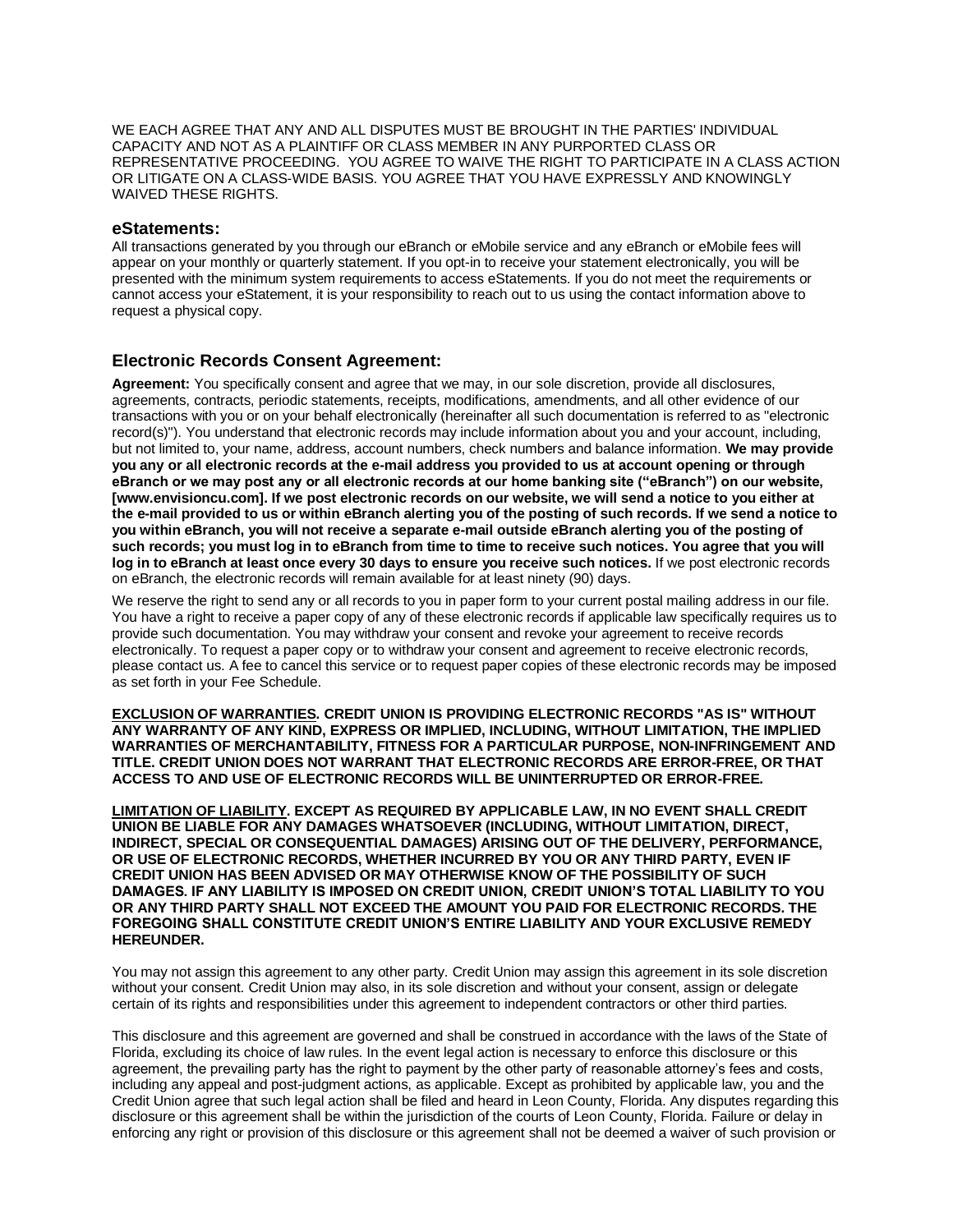WE EACH AGREE THAT ANY AND ALL DISPUTES MUST BE BROUGHT IN THE PARTIES' INDIVIDUAL CAPACITY AND NOT AS A PLAINTIFF OR CLASS MEMBER IN ANY PURPORTED CLASS OR REPRESENTATIVE PROCEEDING. YOU AGREE TO WAIVE THE RIGHT TO PARTICIPATE IN A CLASS ACTION OR LITIGATE ON A CLASS-WIDE BASIS. YOU AGREE THAT YOU HAVE EXPRESSLY AND KNOWINGLY WAIVED THESE RIGHTS.

## eStatements:

All transactions generated by you through our eBranch or eMobile service and any eBranch or eMobile fees will appear on your monthly or quarterly statement. If you opt-in to receive your statement electronically, you will be presented with the minimum system requirements to access eStatements. If you do not meet the requirements or cannot access your eStatement, it is your responsibility to reach out to us using the contact information above to request a physical copy.

## Electronic Records Consent Agreement:

**Agreement:** You specifically consent and agree that we may, in our sole discretion, provide all disclosures, agreements, contracts, periodic statements, receipts, modifications, amendments, and all other evidence of our transactions with you or on your behalf electronically (hereinafter all such documentation is referred to as "electronic record(s)"). You understand that electronic records may include information about you and your account, including, but not limited to, your name, address, account numbers, check numbers and balance information. **We may provide you any or all electronic records at the e-mail address you provided to us at account opening or through eBranch or we may post any or all electronic records at our home banking site ("eBranch") on our website, [www.envisioncu.com]. If we post electronic records on our website, we will send a notice to you either at the e-mail provided to us or within eBranch alerting you of the posting of such records. If we send a notice to you within eBranch, you will not receive a separate e-mail outside eBranch alerting you of the posting of such records; you must log in to eBranch from time to time to receive such notices. You agree that you will log in to eBranch at least once every 30 days to ensure you receive such notices.** If we post electronic records on eBranch, the electronic records will remain available for at least ninety (90) days.

We reserve the right to send any or all records to you in paper form to your current postal mailing address in our file. You have a right to receive a paper copy of any of these electronic records if applicable law specifically requires us to provide such documentation. You may withdraw your consent and revoke your agreement to receive records electronically. To request a paper copy or to withdraw your consent and agreement to receive electronic records, please contact us. A fee to cancel this service or to request paper copies of these electronic records may be imposed as set forth in your Fee Schedule.

**EXCLUSION OF WARRANTIES. CREDIT UNION IS PROVIDING ELECTRONIC RECORDS "AS IS" WITHOUT ANY WARRANTY OF ANY KIND, EXPRESS OR IMPLIED, INCLUDING, WITHOUT LIMITATION, THE IMPLIED WARRANTIES OF MERCHANTABILITY, FITNESS FOR A PARTICULAR PURPOSE, NON-INFRINGEMENT AND TITLE. CREDIT UNION DOES NOT WARRANT THAT ELECTRONIC RECORDS ARE ERROR-FREE, OR THAT ACCESS TO AND USE OF ELECTRONIC RECORDS WILL BE UNINTERRUPTED OR ERROR-FREE.**

**LIMITATION OF LIABILITY. EXCEPT AS REQUIRED BY APPLICABLE LAW, IN NO EVENT SHALL CREDIT UNION BE LIABLE FOR ANY DAMAGES WHATSOEVER (INCLUDING, WITHOUT LIMITATION, DIRECT, INDIRECT, SPECIAL OR CONSEQUENTIAL DAMAGES) ARISING OUT OF THE DELIVERY, PERFORMANCE, OR USE OF ELECTRONIC RECORDS, WHETHER INCURRED BY YOU OR ANY THIRD PARTY, EVEN IF CREDIT UNION HAS BEEN ADVISED OR MAY OTHERWISE KNOW OF THE POSSIBILITY OF SUCH DAMAGES. IF ANY LIABILITY IS IMPOSED ON CREDIT UNION, CREDIT UNION'S TOTAL LIABILITY TO YOU OR ANY THIRD PARTY SHALL NOT EXCEED THE AMOUNT YOU PAID FOR ELECTRONIC RECORDS. THE FOREGOING SHALL CONSTITUTE CREDIT UNION'S ENTIRE LIABILITY AND YOUR EXCLUSIVE REMEDY HEREUNDER.**

You may not assign this agreement to any other party. Credit Union may assign this agreement in its sole discretion without your consent. Credit Union may also, in its sole discretion and without your consent, assign or delegate certain of its rights and responsibilities under this agreement to independent contractors or other third parties.

This disclosure and this agreement are governed and shall be construed in accordance with the laws of the State of Florida, excluding its choice of law rules. In the event legal action is necessary to enforce this disclosure or this agreement, the prevailing party has the right to payment by the other party of reasonable attorney's fees and costs, including any appeal and post-judgment actions, as applicable. Except as prohibited by applicable law, you and the Credit Union agree that such legal action shall be filed and heard in Leon County, Florida. Any disputes regarding this disclosure or this agreement shall be within the jurisdiction of the courts of Leon County, Florida. Failure or delay in enforcing any right or provision of this disclosure or this agreement shall not be deemed a waiver of such provision or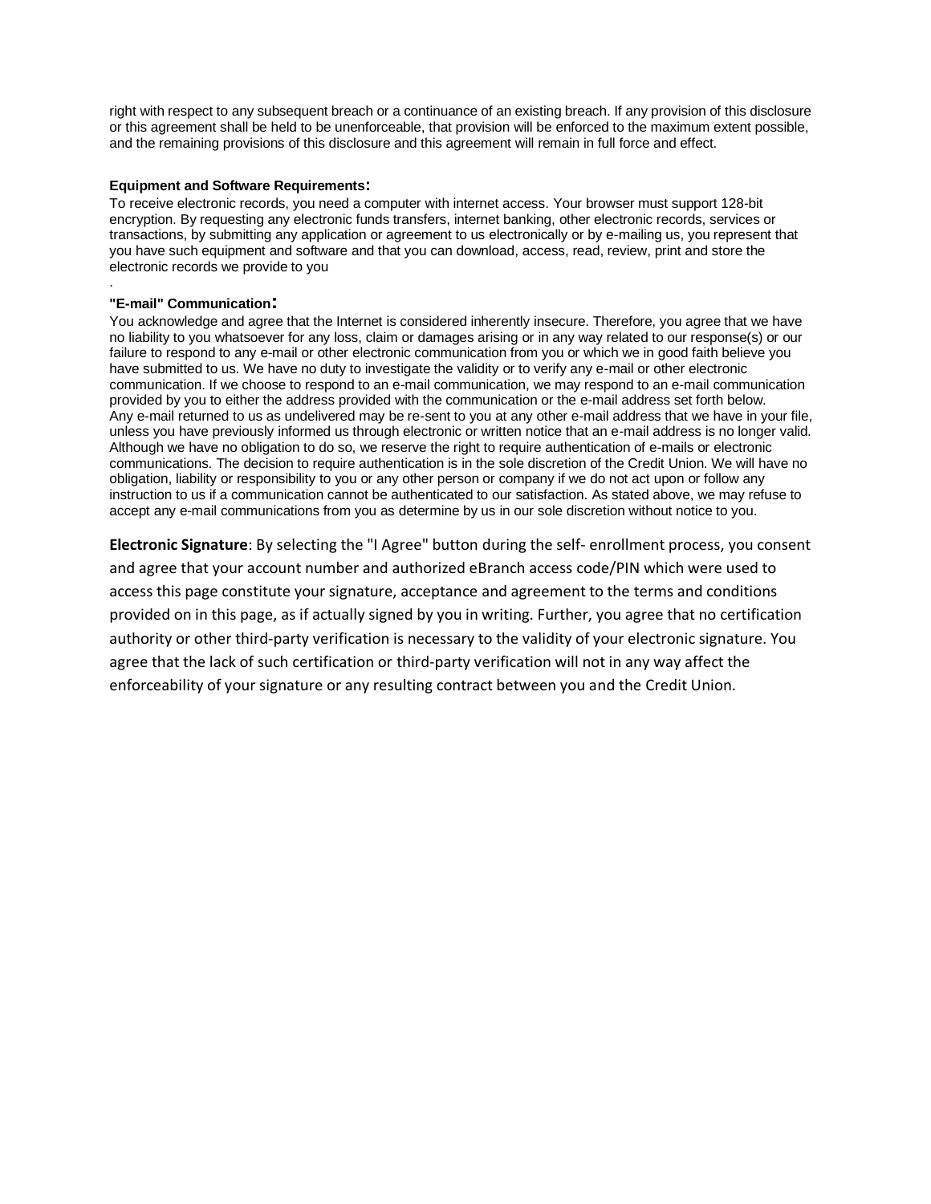right with respect to any subsequent breach or a continuance of an existing breach. If any provision of this disclosure or this agreement shall be held to be unenforceable, that provision will be enforced to the maximum extent possible, and the remaining provisions of this disclosure and this agreement will remain in full force and effect.

**Equipment and Software Requirements:**

To receive electronic records, you need a computer with internet access. Your browser must support 128-bit encryption. By requesting any electronic funds transfers, internet banking, other electronic records, services or transactions, by submitting any application or agreement to us electronically or by e-mailing us, you represent that you have such equipment and software and that you can download, access, read, review, print and store the electronic records we provide to you

.

**"E-mail" Communication:**

You acknowledge and agree that the Internet is considered inherently insecure. Therefore, you agree that we have no liability to you whatsoever for any loss, claim or damages arising or in any way related to our response(s) or our failure to respond to any e-mail or other electronic communication from you or which we in good faith believe you have submitted to us. We have no duty to investigate the validity or to verify any e-mail or other electronic communication. If we choose to respond to an e-mail communication, we may respond to an e-mail communication provided by you to either the address provided with the communication or the e-mail address set forth below. Any e-mail returned to us as undelivered may be re-sent to you at any other e-mail address that we have in your file, unless you have previously informed us through electronic or written notice that an e-mail address is no longer valid. Although we have no obligation to do so, we reserve the right to require authentication of e-mails or electronic communications. The decision to require authentication is in the sole discretion of the Credit Union. We will have no obligation, liability or responsibility to you or any other person or company if we do not act upon or follow any instruction to us if a communication cannot be authenticated to our satisfaction. As stated above, we may refuse to accept any e-mail communications from you as determine by us in our sole discretion without notice to you.

**Electronic Signature**: By selecting the "I Agree" button during the self- enrollment process, you consent and agree that your account number and authorized eBranch access code/PIN which were used to access this page constitute your signature, acceptance and agreement to the terms and conditions provided on in this page, as if actually signed by you in writing. Further, you agree that no certification authority or other third-party verification is necessary to the validity of your electronic signature. You agree that the lack of such certification or third-party verification will not in any way affect the enforceability of your signature or any resulting contract between you and the Credit Union.